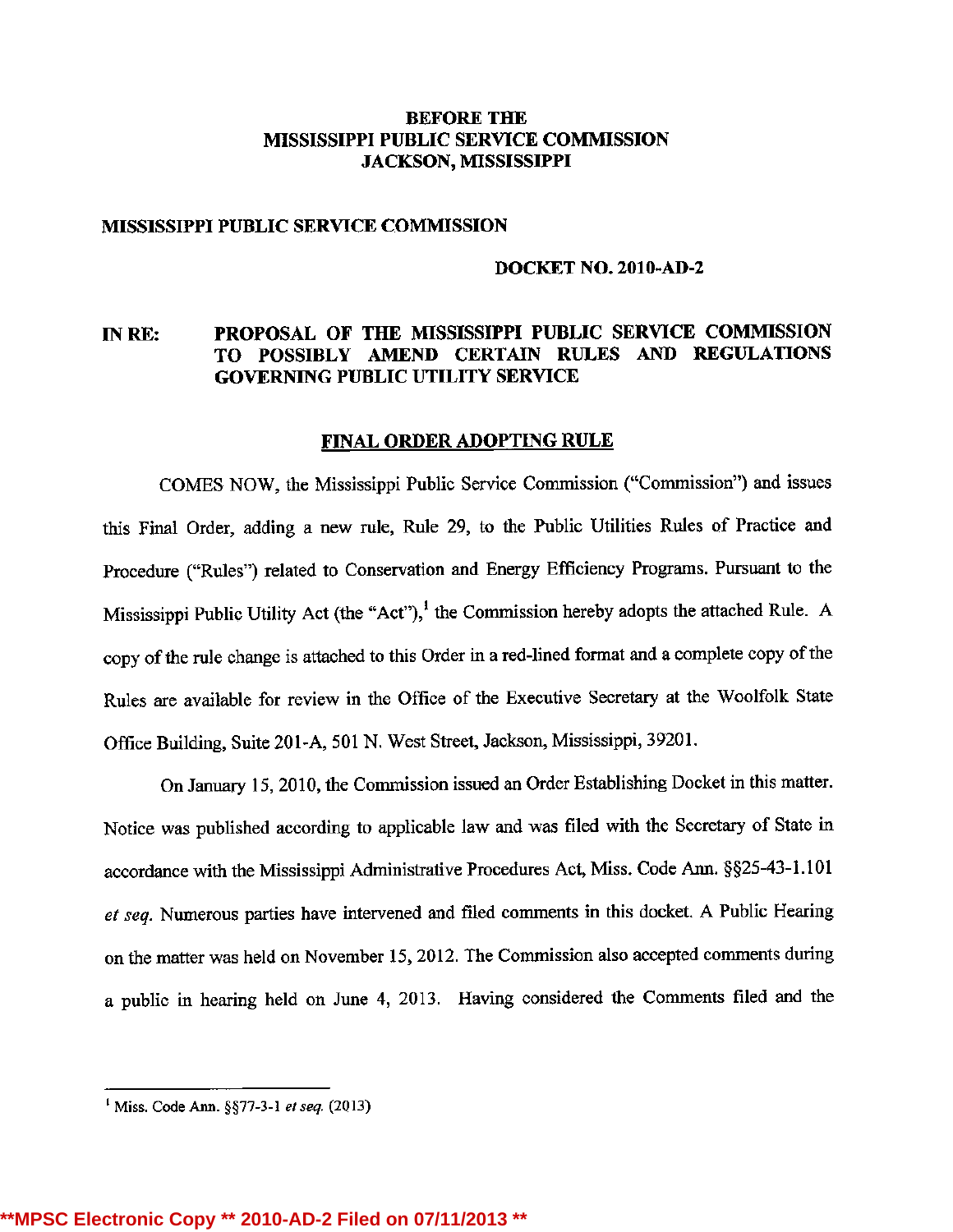**BEFORE THE**
**MISSISSIPPI PUBLIC SERVICE COMMISSION**
**JACKSON, MISSISSIPPI**

**MISSISSIPPI PUBLIC SERVICE COMMISSION**

**DOCKET NO. 2010-AD-2**

**IN RE: PROPOSAL OF THE MISSISSIPPI PUBLIC SERVICE COMMISSION TO POSSIBLY AMEND CERTAIN RULES AND REGULATIONS GOVERNING PUBLIC UTILITY SERVICE**

## FINAL ORDER ADOPTING RULE

COMES NOW, the Mississippi Public Service Commission ("Commission") and issues this Final Order, adding a new rule, Rule 29, to the Public Utilities Rules of Practice and Procedure ("Rules") related to Conservation and Energy Efficiency Programs. Pursuant to the Mississippi Public Utility Act (the "Act"),[1] the Commission hereby adopts the attached Rule. A copy of the rule change is attached to this Order in a red-lined format and a complete copy of the Rules are available for review in the Office of the Executive Secretary at the Woolfolk State Office Building, Suite 201-A, 501 N. West Street, Jackson, Mississippi, 39201.

On January 15, 2010, the Commission issued an Order Establishing Docket in this matter. Notice was published according to applicable law and was filed with the Secretary of State in accordance with the Mississippi Administrative Procedures Act, Miss. Code Ann. §§25-43-1.101 *et seq.* Numerous parties have intervened and filed comments in this docket. A Public Hearing on the matter was held on November 15, 2012. The Commission also accepted comments during a public in hearing held on June 4, 2013. Having considered the Comments filed and the

[1] Miss. Code Ann. §§77-3-1 *et seq.* (2013)

**MPSC Electronic Copy ** 2010-AD-2 Filed on 07/11/2013 **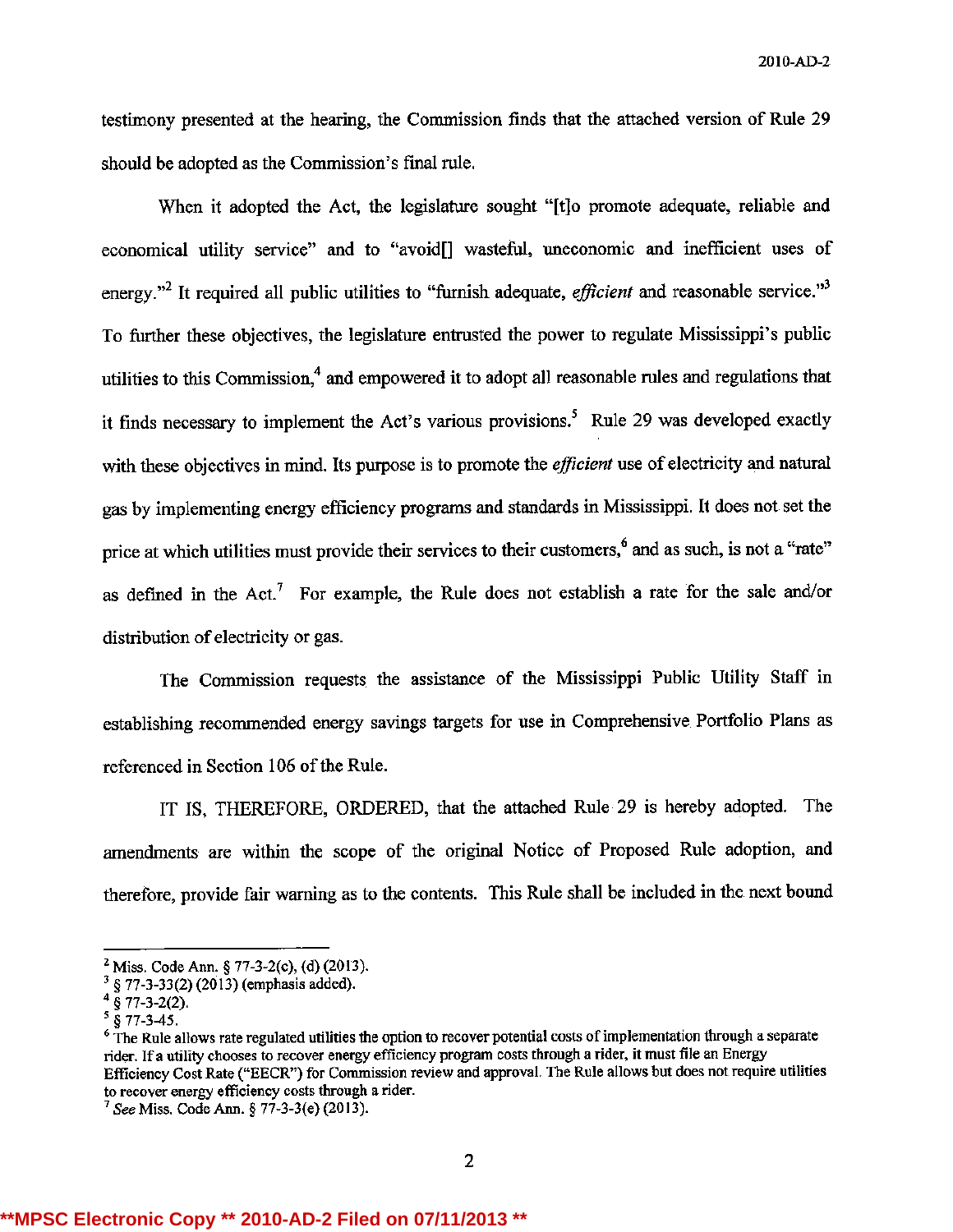testimony presented at the hearing, the Commission finds that the attached version of Rule 29 should be adopted as the Commission's final rule.

When it adopted the Act, the legislature sought "[t]o promote adequate, reliable and economical utility service" and to "avoid[] wasteful, uneconomic and inefficient uses of energy."[2] It required all public utilities to "furnish adequate, *efficient* and reasonable service."[3] To further these objectives, the legislature entrusted the power to regulate Mississippi's public utilities to this Commission,[4] and empowered it to adopt all reasonable rules and regulations that it finds necessary to implement the Act's various provisions.[5] Rule 29 was developed exactly with these objectives in mind. Its purpose is to promote the *efficient* use of electricity and natural gas by implementing energy efficiency programs and standards in Mississippi. It does not set the price at which utilities must provide their services to their customers,[6] and as such, is not a "rate" as defined in the Act.[7] For example, the Rule does not establish a rate for the sale and/or distribution of electricity or gas.

The Commission requests the assistance of the Mississippi Public Utility Staff in establishing recommended energy savings targets for use in Comprehensive Portfolio Plans as referenced in Section 106 of the Rule.

IT IS, THEREFORE, ORDERED, that the attached Rule 29 is hereby adopted. The amendments are within the scope of the original Notice of Proposed Rule adoption, and therefore, provide fair warning as to the contents. This Rule shall be included in the next bound

---

[2] Miss. Code Ann. § 77-3-2(c), (d) (2013).

[3] § 77-3-33(2) (2013) (emphasis added).

[4] § 77-3-2(2).

[5] § 77-3-45.

[6] The Rule allows rate regulated utilities the option to recover potential costs of implementation through a separate rider. If a utility chooses to recover energy efficiency program costs through a rider, it must file an Energy Efficiency Cost Rate ("EECR") for Commission review and approval. The Rule allows but does not require utilities to recover energy efficiency costs through a rider.

[7] *See* Miss. Code Ann. § 77-3-3(e) (2013).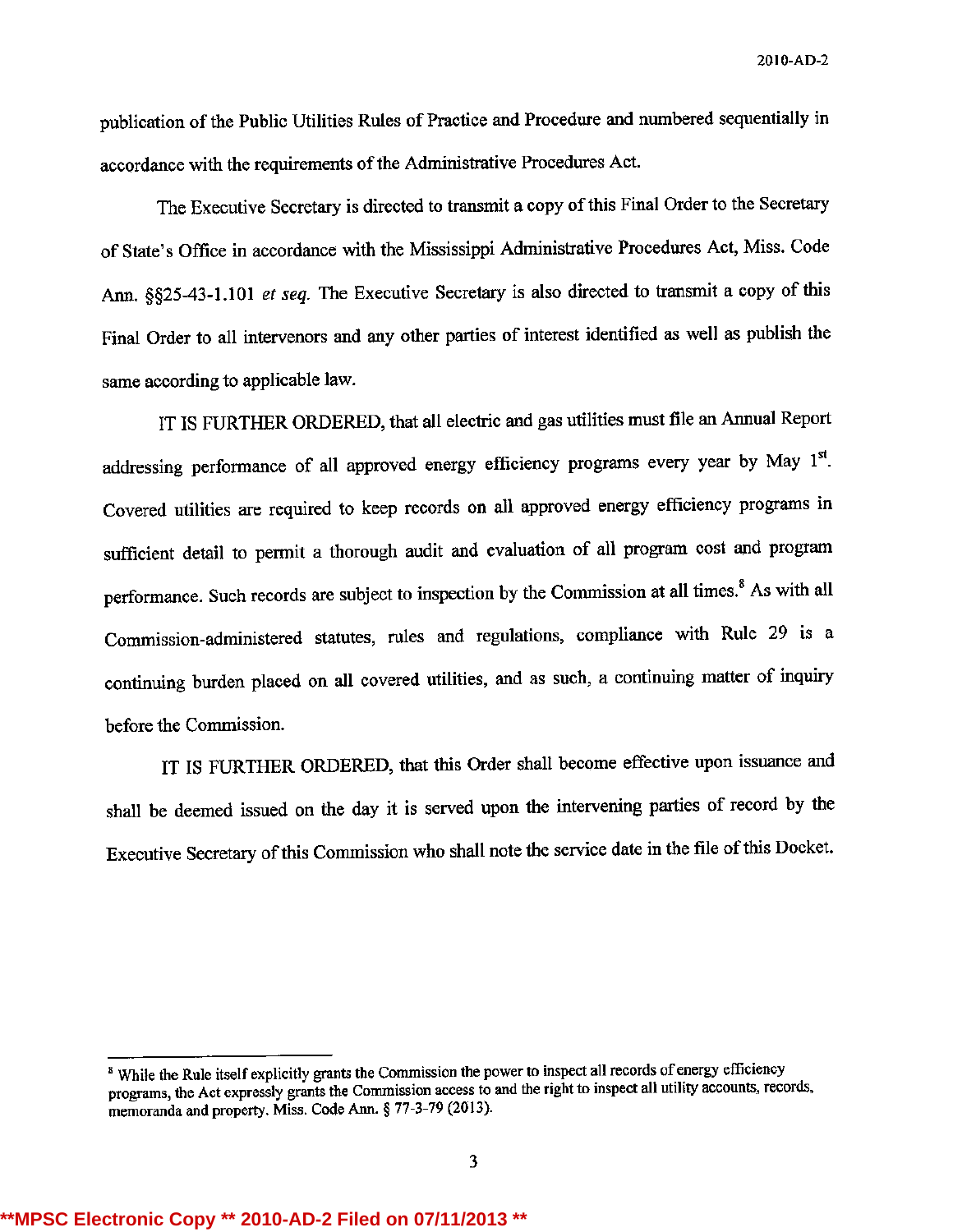publication of the Public Utilities Rules of Practice and Procedure and numbered sequentially in accordance with the requirements of the Administrative Procedures Act.

The Executive Secretary is directed to transmit a copy of this Final Order to the Secretary of State's Office in accordance with the Mississippi Administrative Procedures Act, Miss. Code Ann. §§25-43-1.101 *et seq.* The Executive Secretary is also directed to transmit a copy of this Final Order to all intervenors and any other parties of interest identified as well as publish the same according to applicable law.

IT IS FURTHER ORDERED, that all electric and gas utilities must file an Annual Report addressing performance of all approved energy efficiency programs every year by May 1st. Covered utilities are required to keep records on all approved energy efficiency programs in sufficient detail to permit a thorough audit and evaluation of all program cost and program performance. Such records are subject to inspection by the Commission at all times.[8] As with all Commission-administered statutes, rules and regulations, compliance with Rule 29 is a continuing burden placed on all covered utilities, and as such, a continuing matter of inquiry before the Commission.

IT IS FURTHER ORDERED, that this Order shall become effective upon issuance and shall be deemed issued on the day it is served upon the intervening parties of record by the Executive Secretary of this Commission who shall note the service date in the file of this Docket.

---

[8] While the Rule itself explicitly grants the Commission the power to inspect all records of energy efficiency programs, the Act expressly grants the Commission access to and the right to inspect all utility accounts, records, memoranda and property. Miss. Code Ann. § 77-3-79 (2013).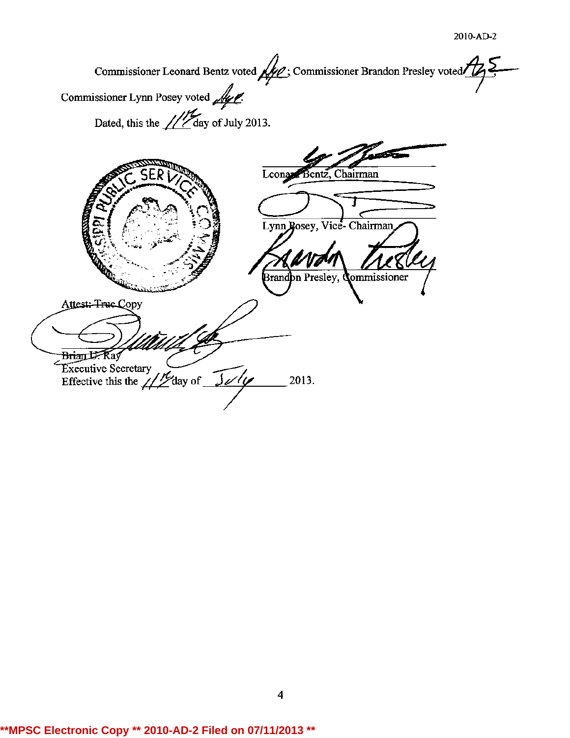2010-AD-2

Commissioner Leonard Bentz voted Aye; Commissioner Brandon Presley voted Aye;

Commissioner Lynn Posey voted Aye.

Dated, this the 11th day of July 2013.

Leonard Bentz, Chairman

Lynn Posey, Vice- Chairman

Brandon Presley, Commissioner

Attest: True Copy

Brian U. Ray
Executive Secretary
Effective this the 11th day of July 2013.

**MPSC Electronic Copy ** 2010-AD-2 Filed on 07/11/2013 **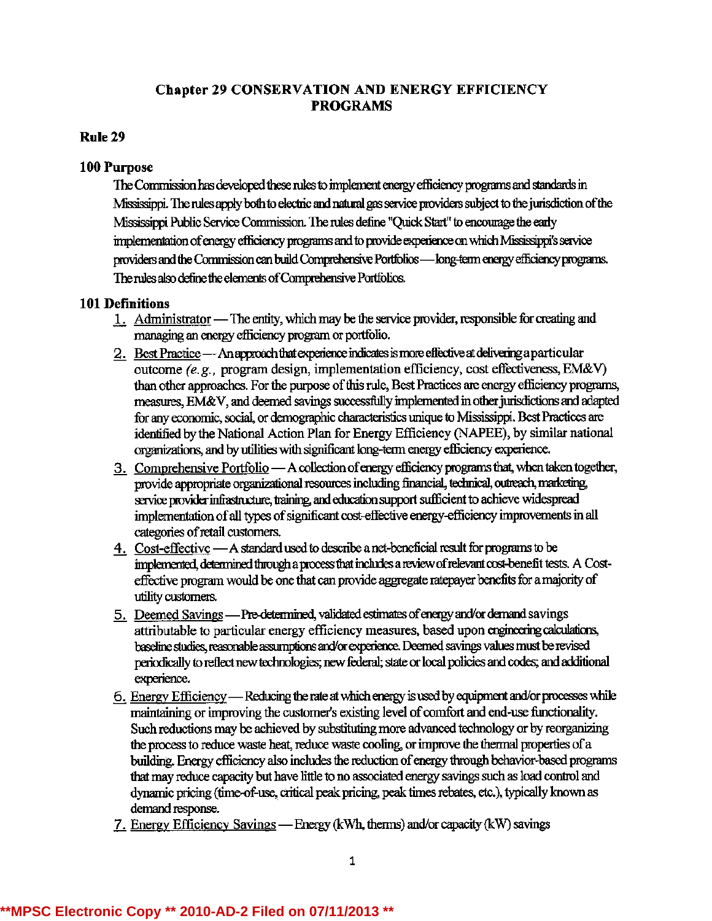# Chapter 29 CONSERVATION AND ENERGY EFFICIENCY PROGRAMS

## Rule 29

### 100 Purpose

The Commission has developed these rules to implement energy efficiency programs and standards in Mississippi. The rules apply both to electric and natural gas service providers subject to the jurisdiction of the Mississippi Public Service Commission. The rules define "Quick Start" to encourage the early implementation of energy efficiency programs and to provide experience on which Mississippi's service providers and the Commission can build Comprehensive Portfolios — long-term energy efficiency programs. The rules also define the elements of Comprehensive Portfolios.

### 101 Definitions

1. Administrator — The entity, which may be the service provider, responsible for creating and managing an energy efficiency program or portfolio.
2. Best Practice — An approach that experience indicates is more effective at delivering a particular outcome *(e.g.,* program design, implementation efficiency, cost effectiveness, EM&V) than other approaches. For the purpose of this rule, Best Practices are energy efficiency programs, measures, EM&V, and deemed savings successfully implemented in other jurisdictions and adapted for any economic, social, or demographic characteristics unique to Mississippi. Best Practices are identified by the National Action Plan for Energy Efficiency (NAPEE), by similar national organizations, and by utilities with significant long-term energy efficiency experience.
3. Comprehensive Portfolio — A collection of energy efficiency programs that, when taken together, provide appropriate organizational resources including financial, technical, outreach, marketing, service provider infrastructure, training, and education support sufficient to achieve widespread implementation of all types of significant cost-effective energy-efficiency improvements in all categories of retail customers.
4. Cost-effective — A standard used to describe a net-beneficial result for programs to be implemented, determined through a process that includes a review of relevant cost-benefit tests. A Cost-effective program would be one that can provide aggregate ratepayer benefits for a majority of utility customers.
5. Deemed Savings — Pre-determined, validated estimates of energy and/or demand savings attributable to particular energy efficiency measures, based upon engineering calculations, baseline studies, reasonable assumptions and/or experience. Deemed savings values must be revised periodically to reflect new technologies; new federal; state or local policies and codes; and additional experience.
6. Energy Efficiency — Reducing the rate at which energy is used by equipment and/or processes while maintaining or improving the customer's existing level of comfort and end-use functionality. Such reductions may be achieved by substituting more advanced technology or by reorganizing the process to reduce waste heat, reduce waste cooling, or improve the thermal properties of a building. Energy efficiency also includes the reduction of energy through behavior-based programs that may reduce capacity but have little to no associated energy savings such as load control and dynamic pricing (time-of-use, critical peak pricing, peak times rebates, etc.), typically known as demand response.
7. Energy Efficiency Savings — Energy (kWh, therms) and/or capacity (kW) savings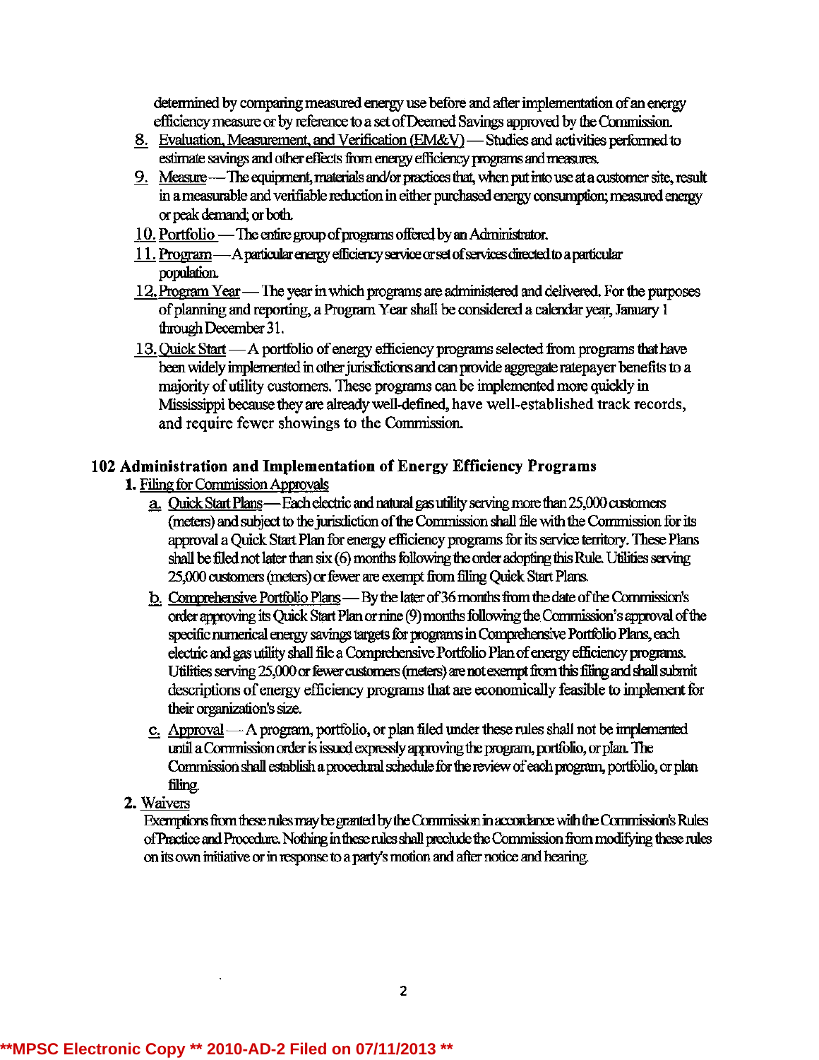determined by comparing measured energy use before and after implementation of an energy efficiency measure or by reference to a set of Deemed Savings approved by the Commission.

8. Evaluation, Measurement, and Verification (EM&V) — Studies and activities performed to estimate savings and other effects from energy efficiency programs and measures.
9. Measure — The equipment, materials and/or practices that, when put into use at a customer site, result in a measurable and verifiable reduction in either purchased energy consumption; measured energy or peak demand; or both.
10. Portfolio — The entire group of programs offered by an Administrator.
11. Program — A particular energy efficiency service or set of services directed to a particular population.
12. Program Year — The year in which programs are administered and delivered. For the purposes of planning and reporting, a Program Year shall be considered a calendar year, January 1 through December 31.
13. Quick Start — A portfolio of energy efficiency programs selected from programs that have been widely implemented in other jurisdictions and can provide aggregate ratepayer benefits to a majority of utility customers. These programs can be implemented more quickly in Mississippi because they are already well-defined, have well-established track records, and require fewer showings to the Commission.

## 102 Administration and Implementation of Energy Efficiency Programs

**1.** Filing for Commission Approvals

a. Quick Start Plans — Each electric and natural gas utility serving more than 25,000 customers (meters) and subject to the jurisdiction of the Commission shall file with the Commission for its approval a Quick Start Plan for energy efficiency programs for its service territory. These Plans shall be filed not later than six (6) months following the order adopting this Rule. Utilities serving 25,000 customers (meters) or fewer are exempt from filing Quick Start Plans.

b. Comprehensive Portfolio Plans — By the later of 36 months from the date of the Commission's order approving its Quick Start Plan or nine (9) months following the Commission's approval of the specific numerical energy savings targets for programs in Comprehensive Portfolio Plans, each electric and gas utility shall file a Comprehensive Portfolio Plan of energy efficiency programs. Utilities serving 25,000 or fewer customers (meters) are not exempt from this filing and shall submit descriptions of energy efficiency programs that are economically feasible to implement for their organization's size.

c. Approval — A program, portfolio, or plan filed under these rules shall not be implemented until a Commission order is issued expressly approving the program, portfolio, or plan. The Commission shall establish a procedural schedule for the review of each program, portfolio, or plan filing.

**2.** Waivers

Exemptions from these rules may be granted by the Commission in accordance with the Commission's Rules of Practice and Procedure. Nothing in these rules shall preclude the Commission from modifying these rules on its own initiative or in response to a party's motion and after notice and hearing.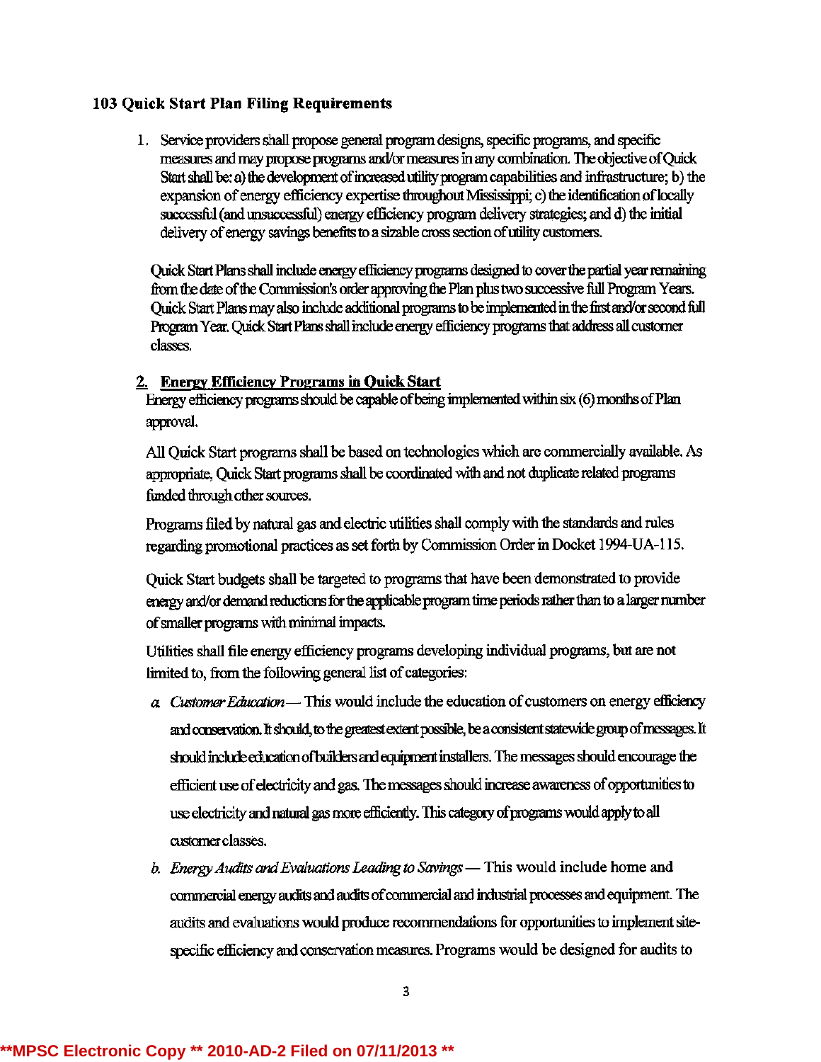### 103 Quick Start Plan Filing Requirements

1. Service providers shall propose general program designs, specific programs, and specific measures and may propose programs and/or measures in any combination. The objective of Quick Start shall be: a) the development of increased utility program capabilities and infrastructure; b) the expansion of energy efficiency expertise throughout Mississippi; c) the identification of locally successful (and unsuccessful) energy efficiency program delivery strategies; and d) the initial delivery of energy savings benefits to a sizable cross section of utility customers.

   Quick Start Plans shall include energy efficiency programs designed to cover the partial year remaining from the date of the Commission's order approving the Plan plus two successive full Program Years. Quick Start Plans may also include additional programs to be implemented in the first and/or second full Program Year. Quick Start Plans shall include energy efficiency programs that address all customer classes.

2. **<u>Energy Efficiency Programs in Quick Start</u>**

   Energy efficiency programs should be capable of being implemented within six (6) months of Plan approval.

   All Quick Start programs shall be based on technologies which are commercially available. As appropriate, Quick Start programs shall be coordinated with and not duplicate related programs funded through other sources.

   Programs filed by natural gas and electric utilities shall comply with the standards and rules regarding promotional practices as set forth by Commission Order in Docket 1994-UA-115.

   Quick Start budgets shall be targeted to programs that have been demonstrated to provide energy and/or demand reductions for the applicable program time periods rather than to a larger number of smaller programs with minimal impacts.

   Utilities shall file energy efficiency programs developing individual programs, but are not limited to, from the following general list of categories:

   a. *Customer Education* — This would include the education of customers on energy efficiency and conservation. It should, to the greatest extent possible, be a consistent statewide group of messages. It should include education of builders and equipment installers. The messages should encourage the efficient use of electricity and gas. The messages should increase awareness of opportunities to use electricity and natural gas more efficiently. This category of programs would apply to all customer classes.

   b. *Energy Audits and Evaluations Leading to Savings* — This would include home and commercial energy audits and audits of commercial and industrial processes and equipment. The audits and evaluations would produce recommendations for opportunities to implement site-specific efficiency and conservation measures. Programs would be designed for audits to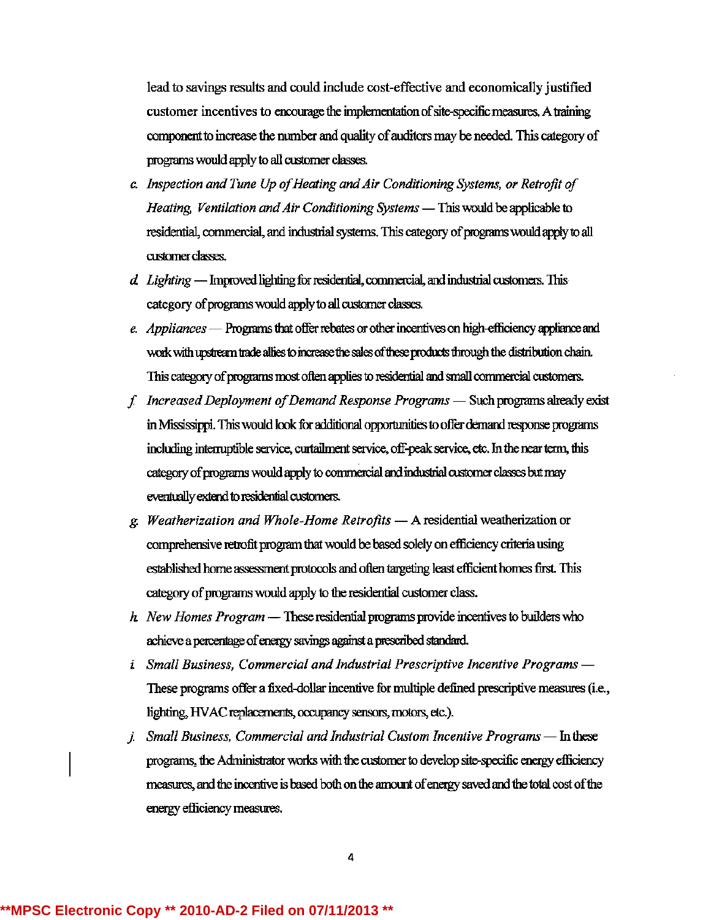lead to savings results and could include cost-effective and economically justified customer incentives to encourage the implementation of site-specific measures. A training component to increase the number and quality of auditors may be needed. This category of programs would apply to all customer classes.

c. *Inspection and Tune Up of Heating and Air Conditioning Systems, or Retrofit of Heating, Ventilation and Air Conditioning Systems* — This would be applicable to residential, commercial, and industrial systems. This category of programs would apply to all customer classes.

d. *Lighting* — Improved lighting for residential, commercial, and industrial customers. This category of programs would apply to all customer classes.

e. *Appliances* — Programs that offer rebates or other incentives on high-efficiency appliance and work with upstream trade allies to increase the sales of these products through the distribution chain. This category of programs most often applies to residential and small commercial customers.

f. *Increased Deployment of Demand Response Programs* — Such programs already exist in Mississippi. This would look for additional opportunities to offer demand response programs including interruptible service, curtailment service, off-peak service, etc. In the near term, this category of programs would apply to commercial and industrial customer classes but may eventually extend to residential customers.

g. *Weatherization and Whole-Home Retrofits* — A residential weatherization or comprehensive retrofit program that would be based solely on efficiency criteria using established home assessment protocols and often targeting least efficient homes first. This category of programs would apply to the residential customer class.

h. *New Homes Program* — These residential programs provide incentives to builders who achieve a percentage of energy savings against a prescribed standard.

i. *Small Business, Commercial and Industrial Prescriptive Incentive Programs* — These programs offer a fixed-dollar incentive for multiple defined prescriptive measures (i.e., lighting, HVAC replacements, occupancy sensors, motors, etc.).

j. *Small Business, Commercial and Industrial Custom Incentive Programs* — In these programs, the Administrator works with the customer to develop site-specific energy efficiency measures, and the incentive is based both on the amount of energy saved and the total cost of the energy efficiency measures.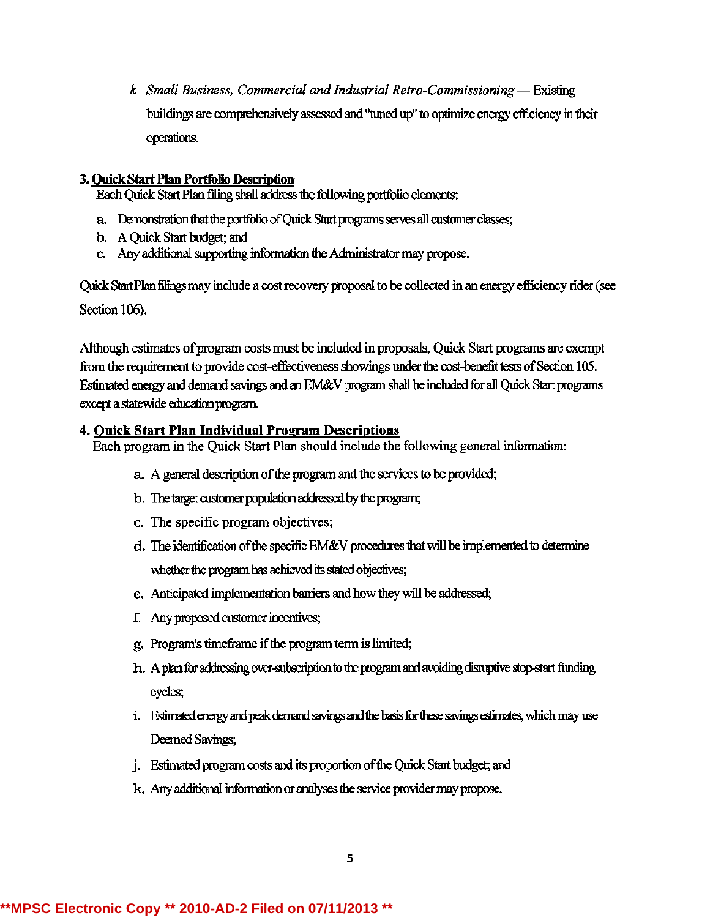k. *Small Business, Commercial and Industrial Retro-Commissioning* — Existing buildings are comprehensively assessed and "tuned up" to optimize energy efficiency in their operations.

### 3. Quick Start Plan Portfolio Description

Each Quick Start Plan filing shall address the following portfolio elements:

a. Demonstration that the portfolio of Quick Start programs serves all customer classes;
b. A Quick Start budget; and
c. Any additional supporting information the Administrator may propose.

Quick Start Plan filings may include a cost recovery proposal to be collected in an energy efficiency rider (see Section 106).

Although estimates of program costs must be included in proposals, Quick Start programs are exempt from the requirement to provide cost-effectiveness showings under the cost-benefit tests of Section 105. Estimated energy and demand savings and an EM&V program shall be included for all Quick Start programs except a statewide education program.

### 4. Quick Start Plan Individual Program Descriptions

Each program in the Quick Start Plan should include the following general information:

a. A general description of the program and the services to be provided;
b. The target customer population addressed by the program;
c. The specific program objectives;
d. The identification of the specific EM&V procedures that will be implemented to determine whether the program has achieved its stated objectives;
e. Anticipated implementation barriers and how they will be addressed;
f. Any proposed customer incentives;
g. Program's timeframe if the program term is limited;
h. A plan for addressing over-subscription to the program and avoiding disruptive stop-start funding cycles;
i. Estimated energy and peak demand savings and the basis for these savings estimates, which may use Deemed Savings;
j. Estimated program costs and its proportion of the Quick Start budget; and
k. Any additional information or analyses the service provider may propose.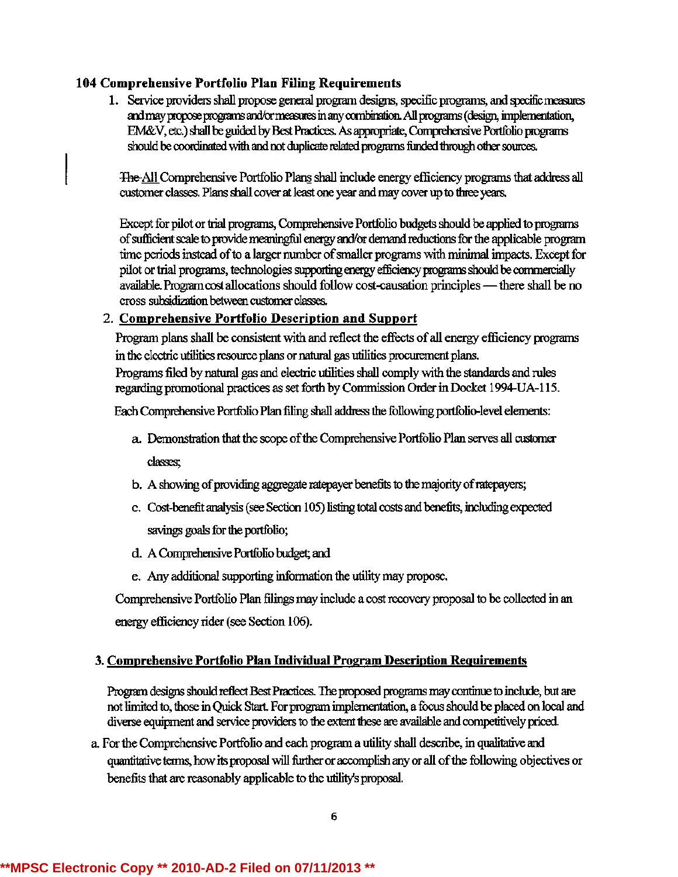## 104 Comprehensive Portfolio Plan Filing Requirements

1. Service providers shall propose general program designs, specific programs, and specific measures and may propose programs and/or measures in any combination. All programs (design, implementation, EM&V, etc.) shall be guided by Best Practices. As appropriate, Comprehensive Portfolio programs should be coordinated with and not duplicate related programs funded through other sources.

   ~~The~~ All Comprehensive Portfolio Plans shall include energy efficiency programs that address all customer classes. Plans shall cover at least one year and may cover up to three years.

   Except for pilot or trial programs, Comprehensive Portfolio budgets should be applied to programs of sufficient scale to provide meaningful energy and/or demand reductions for the applicable program time periods instead of to a larger number of smaller programs with minimal impacts. Except for pilot or trial programs, technologies supporting energy efficiency programs should be commercially available. Program cost allocations should follow cost-causation principles — there shall be no cross subsidization between customer classes.

2. **Comprehensive Portfolio Description and Support**

   Program plans shall be consistent with and reflect the effects of all energy efficiency programs in the electric utilities resource plans or natural gas utilities procurement plans.
   Programs filed by natural gas and electric utilities shall comply with the standards and rules regarding promotional practices as set forth by Commission Order in Docket 1994-UA-115.

   Each Comprehensive Portfolio Plan filing shall address the following portfolio-level elements:

   a. Demonstration that the scope of the Comprehensive Portfolio Plan serves all customer classes;
   b. A showing of providing aggregate ratepayer benefits to the majority of ratepayers;
   c. Cost-benefit analysis (see Section 105) listing total costs and benefits, including expected savings goals for the portfolio;
   d. A Comprehensive Portfolio budget; and
   e. Any additional supporting information the utility may propose.

   Comprehensive Portfolio Plan filings may include a cost recovery proposal to be collected in an energy efficiency rider (see Section 106).

3. **Comprehensive Portfolio Plan Individual Program Description Requirements**

   Program designs should reflect Best Practices. The proposed programs may continue to include, but are not limited to, those in Quick Start. For program implementation, a focus should be placed on local and diverse equipment and service providers to the extent these are available and competitively priced.

   a. For the Comprehensive Portfolio and each program a utility shall describe, in qualitative and quantitative terms, how its proposal will further or accomplish any or all of the following objectives or benefits that are reasonably applicable to the utility's proposal.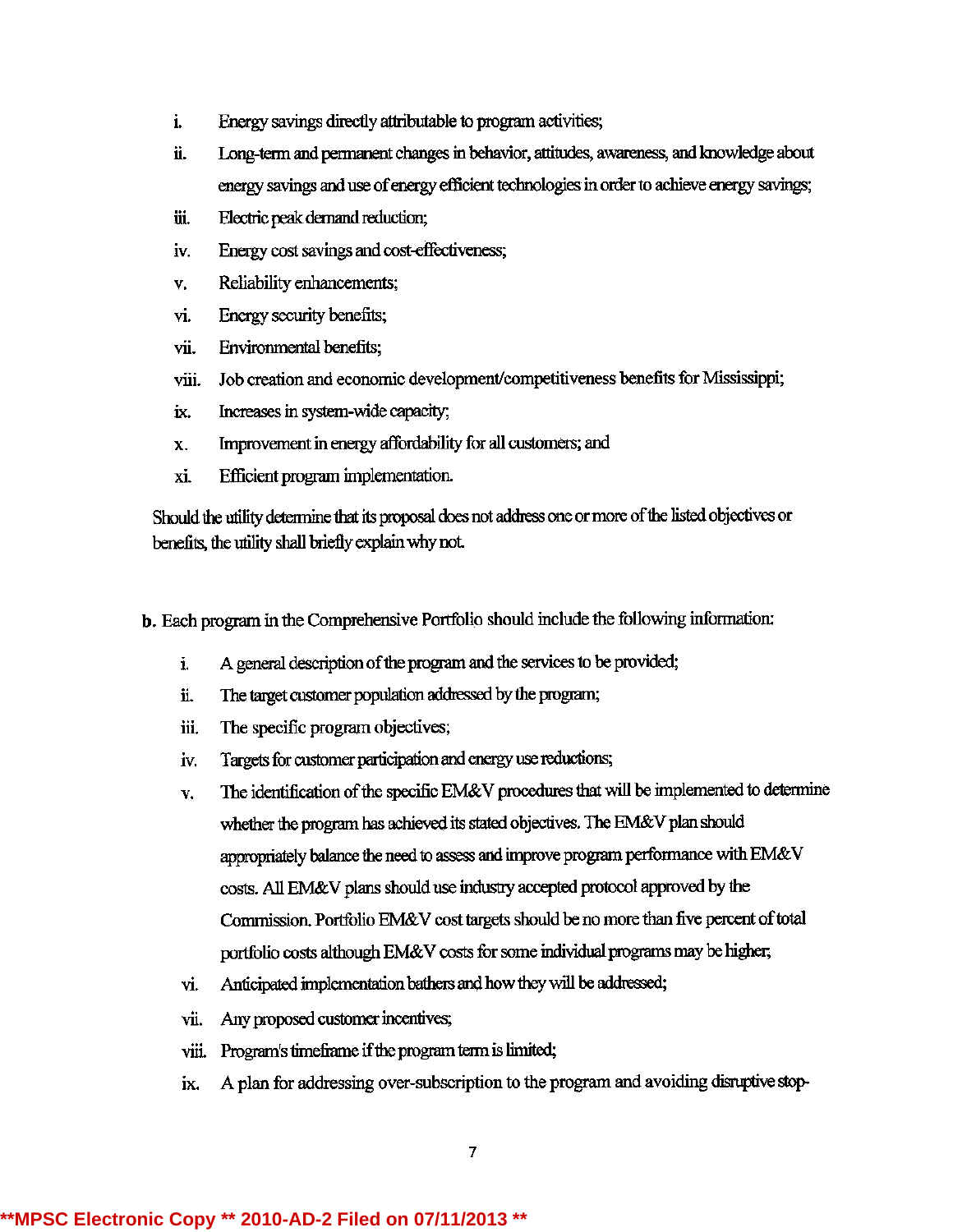i. Energy savings directly attributable to program activities;

ii. Long-term and permanent changes in behavior, attitudes, awareness, and knowledge about energy savings and use of energy efficient technologies in order to achieve energy savings;

iii. Electric peak demand reduction;

iv. Energy cost savings and cost-effectiveness;

v. Reliability enhancements;

vi. Energy security benefits;

vii. Environmental benefits;

viii. Job creation and economic development/competitiveness benefits for Mississippi;

ix. Increases in system-wide capacity;

x. Improvement in energy affordability for all customers; and

xi. Efficient program implementation.

Should the utility determine that its proposal does not address one or more of the listed objectives or benefits, the utility shall briefly explain why not.

**b.** Each program in the Comprehensive Portfolio should include the following information:

i. A general description of the program and the services to be provided;

ii. The target customer population addressed by the program;

iii. The specific program objectives;

iv. Targets for customer participation and energy use reductions;

v. The identification of the specific EM&V procedures that will be implemented to determine whether the program has achieved its stated objectives. The EM&V plan should appropriately balance the need to assess and improve program performance with EM&V costs. All EM&V plans should use industry accepted protocol approved by the Commission. Portfolio EM&V cost targets should be no more than five percent of total portfolio costs although EM&V costs for some individual programs may be higher;

vi. Anticipated implementation bathers and how they will be addressed;

vii. Any proposed customer incentives;

viii. Program's timeframe if the program term is limited;

ix. A plan for addressing over-subscription to the program and avoiding disruptive stop-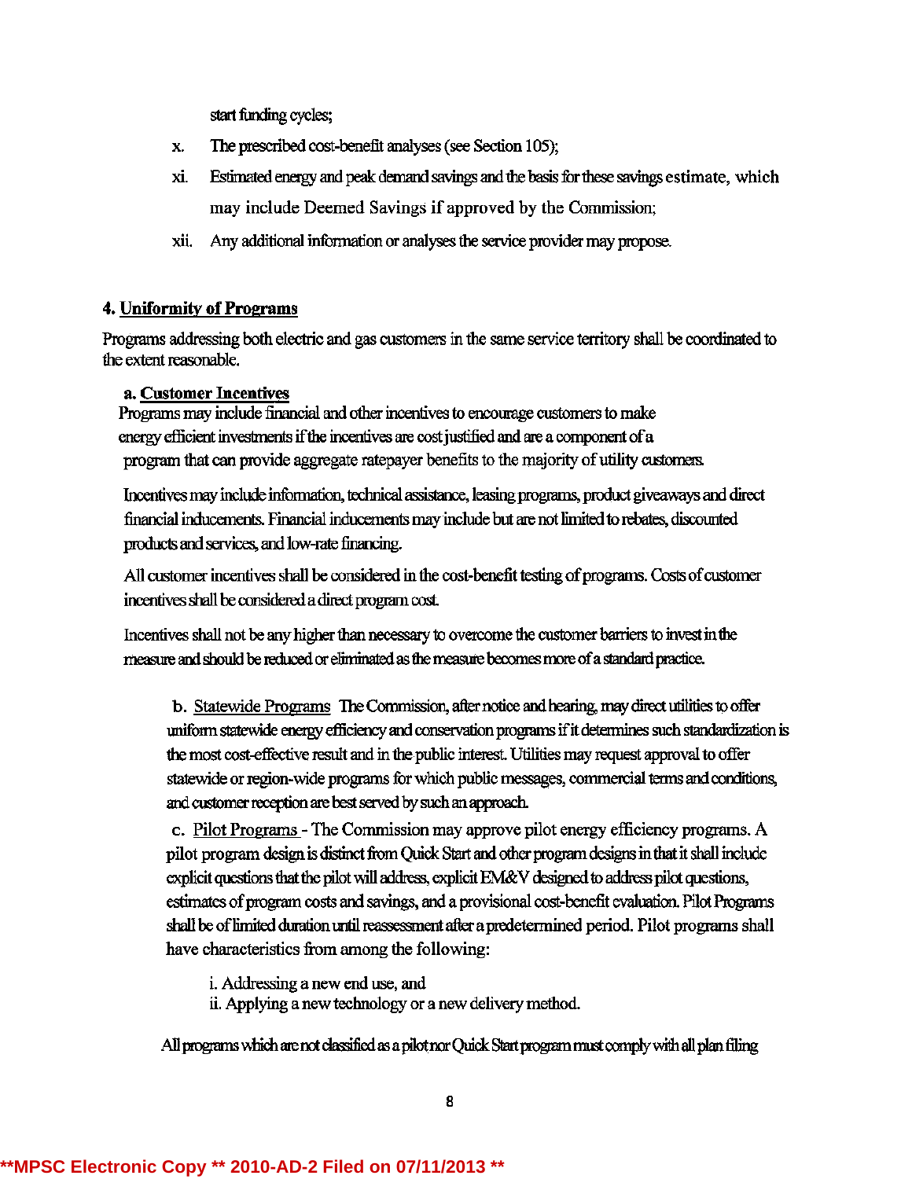start funding cycles;

x. The prescribed cost-benefit analyses (see Section 105);

xi. Estimated energy and peak demand savings and the basis for these savings estimate, which may include Deemed Savings if approved by the Commission;

xii. Any additional information or analyses the service provider may propose.

**4. Uniformity of Programs**

Programs addressing both electric and gas customers in the same service territory shall be coordinated to the extent reasonable.

**a. Customer Incentives**

Programs may include financial and other incentives to encourage customers to make energy efficient investments if the incentives are cost justified and are a component of a program that can provide aggregate ratepayer benefits to the majority of utility customers.

Incentives may include information, technical assistance, leasing programs, product giveaways and direct financial inducements. Financial inducements may include but are not limited to rebates, discounted products and services, and low-rate financing.

All customer incentives shall be considered in the cost-benefit testing of programs. Costs of customer incentives shall be considered a direct program cost.

Incentives shall not be any higher than necessary to overcome the customer barriers to invest in the measure and should be reduced or eliminated as the measure becomes more of a standard practice.

b. Statewide Programs The Commission, after notice and hearing, may direct utilities to offer uniform statewide energy efficiency and conservation programs if it determines such standardization is the most cost-effective result and in the public interest. Utilities may request approval to offer statewide or region-wide programs for which public messages, commercial terms and conditions, and customer reception are best served by such an approach.

c. Pilot Programs - The Commission may approve pilot energy efficiency programs. A pilot program design is distinct from Quick Start and other program designs in that it shall include explicit questions that the pilot will address, explicit EM&V designed to address pilot questions, estimates of program costs and savings, and a provisional cost-benefit evaluation. Pilot Programs shall be of limited duration until reassessment after a predetermined period. Pilot programs shall have characteristics from among the following:

i. Addressing a new end use, and
ii. Applying a new technology or a new delivery method.

All programs which are not classified as a pilot nor Quick Start program must comply with all plan filing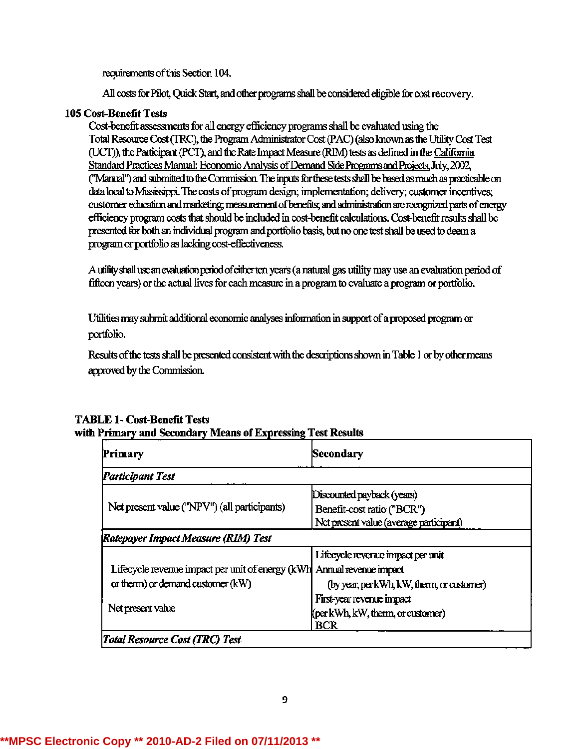requirements of this Section 104.

All costs for Pilot, Quick Start, and other programs shall be considered eligible for cost recovery.

**105 Cost-Benefit Tests**

Cost-benefit assessments for all energy efficiency programs shall be evaluated using the Total Resource Cost (TRC), the Program Administrator Cost (PAC) (also known as the Utility Cost Test (UCT)), the Participant (PCT), and the Rate Impact Measure (RIM) tests as defined in the California Standard Practices Manual: Economic Analysis of Demand Side Programs and Projects, July, 2002, ("Manual") and submitted to the Commission. The inputs for these tests shall be based as much as practicable on data local to Mississippi. The costs of program design; implementation; delivery; customer incentives; customer education and marketing; measurement of benefits; and administration are recognized parts of energy efficiency program costs that should be included in cost-benefit calculations. Cost-benefit results shall be presented for both an individual program and portfolio basis, but no one test shall be used to deem a program or portfolio as lacking cost-effectiveness.

A utility shall use an evaluation period of either ten years (a natural gas utility may use an evaluation period of fifteen years) or the actual lives for each measure in a program to evaluate a program or portfolio.

Utilities may submit additional economic analyses information in support of a proposed program or portfolio.

Results of the tests shall be presented consistent with the descriptions shown in Table 1 or by other means approved by the Commission.

**TABLE 1- Cost-Benefit Tests with Primary and Secondary Means of Expressing Test Results**

| Primary | Secondary |
|---|---|
| ***Participant Test*** | |
| Net present value ("NPV") (all participants) | Discounted payback (years)<br>Benefit-cost ratio ("BCR")<br>Net present value (average participant) |
| ***Ratepayer Impact Measure (RIM) Test*** | |
| Lifecycle revenue impact per unit of energy (kWh or therm) or demand customer (kW)<br><br>Net present value | Lifecycle revenue impact per unit<br>Annual revenue impact<br>(by year, per kWh, kW, therm, or customer)<br>First-year revenue impact<br>(per kWh, kW, therm, or customer)<br>BCR |
| ***Total Resource Cost (TRC) Test*** | |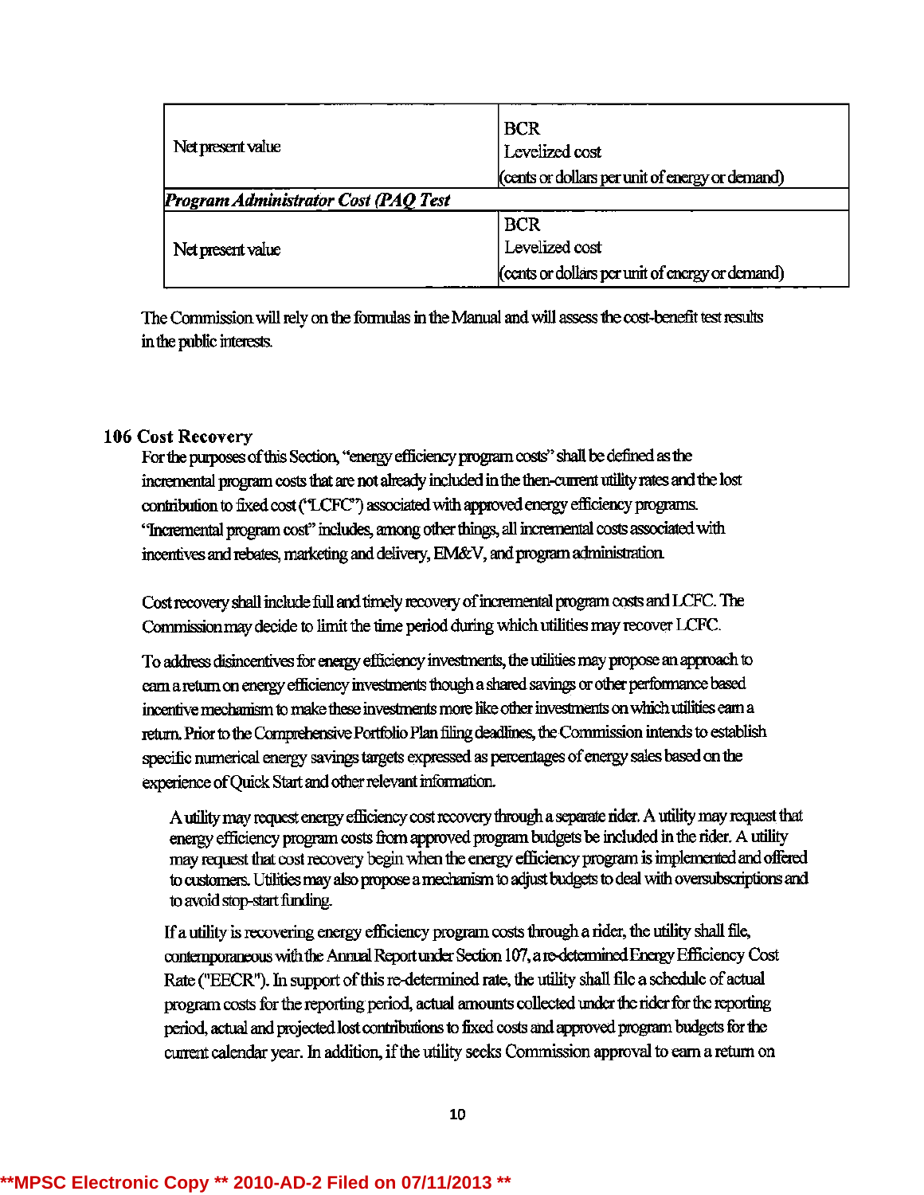| | |
|---|---|
| Net present value | BCR<br>Levelized cost<br>(cents or dollars per unit of energy or demand) |
| ***Program Administrator Cost (PAQ Test*** | |
| Net present value | BCR<br>Levelized cost<br>(cents or dollars per unit of energy or demand) |

The Commission will rely on the formulas in the Manual and will assess the cost-benefit test results in the public interests.

## 106 Cost Recovery

For the purposes of this Section, "energy efficiency program costs" shall be defined as the incremental program costs that are not already included in the then-current utility rates and the lost contribution to fixed cost ("LCFC") associated with approved energy efficiency programs. "Incremental program cost" includes, among other things, all incremental costs associated with incentives and rebates, marketing and delivery, EM&V, and program administration.

Cost recovery shall include full and timely recovery of incremental program costs and LCFC. The Commission may decide to limit the time period during which utilities may recover LCFC.

To address disincentives for energy efficiency investments, the utilities may propose an approach to earn a return on energy efficiency investments though a shared savings or other performance based incentive mechanism to make these investments more like other investments on which utilities earn a return. Prior to the Comprehensive Portfolio Plan filing deadlines, the Commission intends to establish specific numerical energy savings targets expressed as percentages of energy sales based on the experience of Quick Start and other relevant information.

A utility may request energy efficiency cost recovery through a separate rider. A utility may request that energy efficiency program costs from approved program budgets be included in the rider. A utility may request that cost recovery begin when the energy efficiency program is implemented and offered to customers. Utilities may also propose a mechanism to adjust budgets to deal with oversubscriptions and to avoid stop-start funding.

If a utility is recovering energy efficiency program costs through a rider, the utility shall file, contemporaneous with the Annual Report under Section 107, a re-determined Energy Efficiency Cost Rate ("EECR"). In support of this re-determined rate, the utility shall file a schedule of actual program costs for the reporting period, actual amounts collected under the rider for the reporting period, actual and projected lost contributions to fixed costs and approved program budgets for the current calendar year. In addition, if the utility seeks Commission approval to earn a return on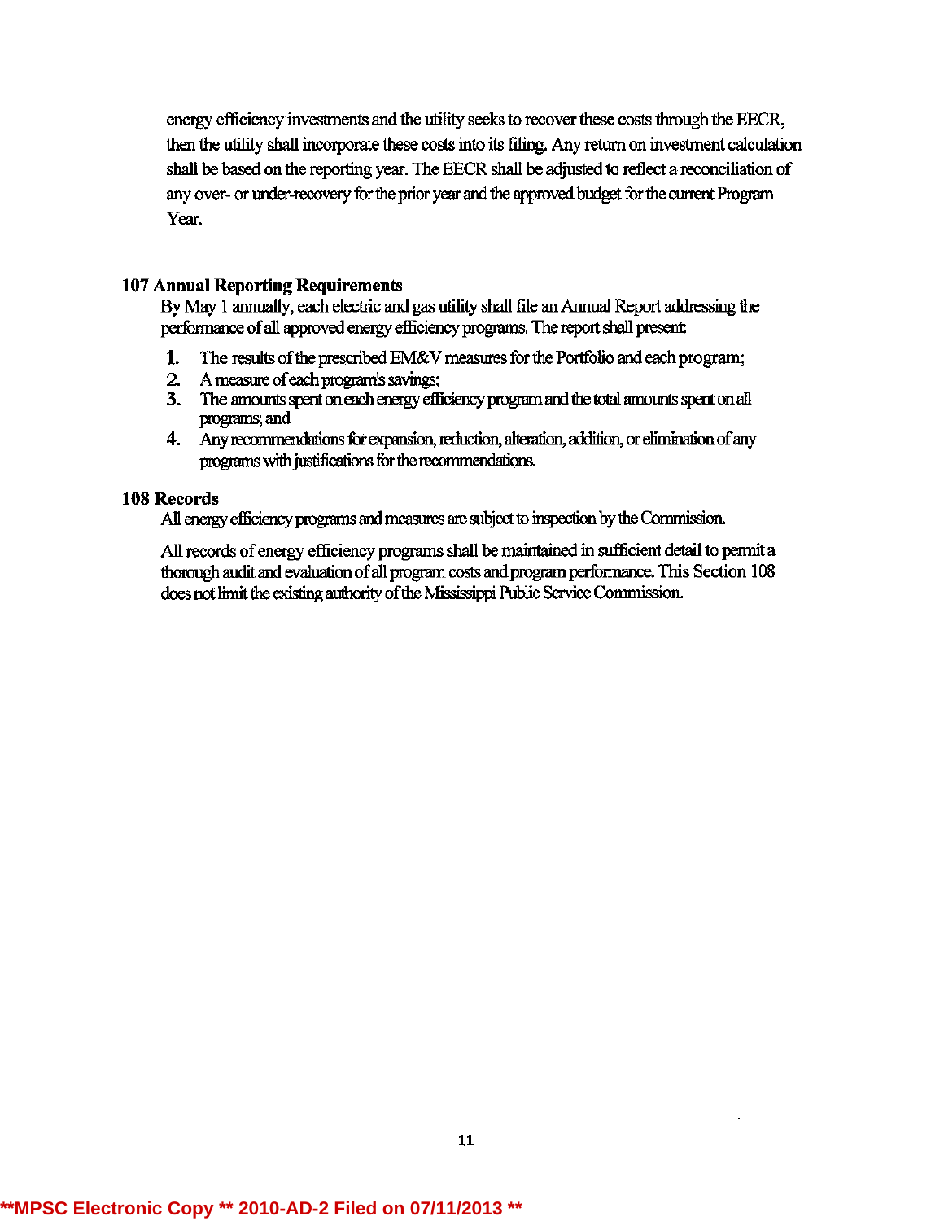energy efficiency investments and the utility seeks to recover these costs through the EECR, then the utility shall incorporate these costs into its filing. Any return on investment calculation shall be based on the reporting year. The EECR shall be adjusted to reflect a reconciliation of any over- or under-recovery for the prior year and the approved budget for the current Program Year.

## 107 Annual Reporting Requirements

By May 1 annually, each electric and gas utility shall file an Annual Report addressing the performance of all approved energy efficiency programs. The report shall present:

1. The results of the prescribed EM&V measures for the Portfolio and each program;
2. A measure of each program's savings;
3. The amounts spent on each energy efficiency program and the total amounts spent on all programs; and
4. Any recommendations for expansion, reduction, alteration, addition, or elimination of any programs with justifications for the recommendations.

## 108 Records

All energy efficiency programs and measures are subject to inspection by the Commission.

All records of energy efficiency programs shall be maintained in sufficient detail to permit a thorough audit and evaluation of all program costs and program performance. This Section 108 does not limit the existing authority of the Mississippi Public Service Commission.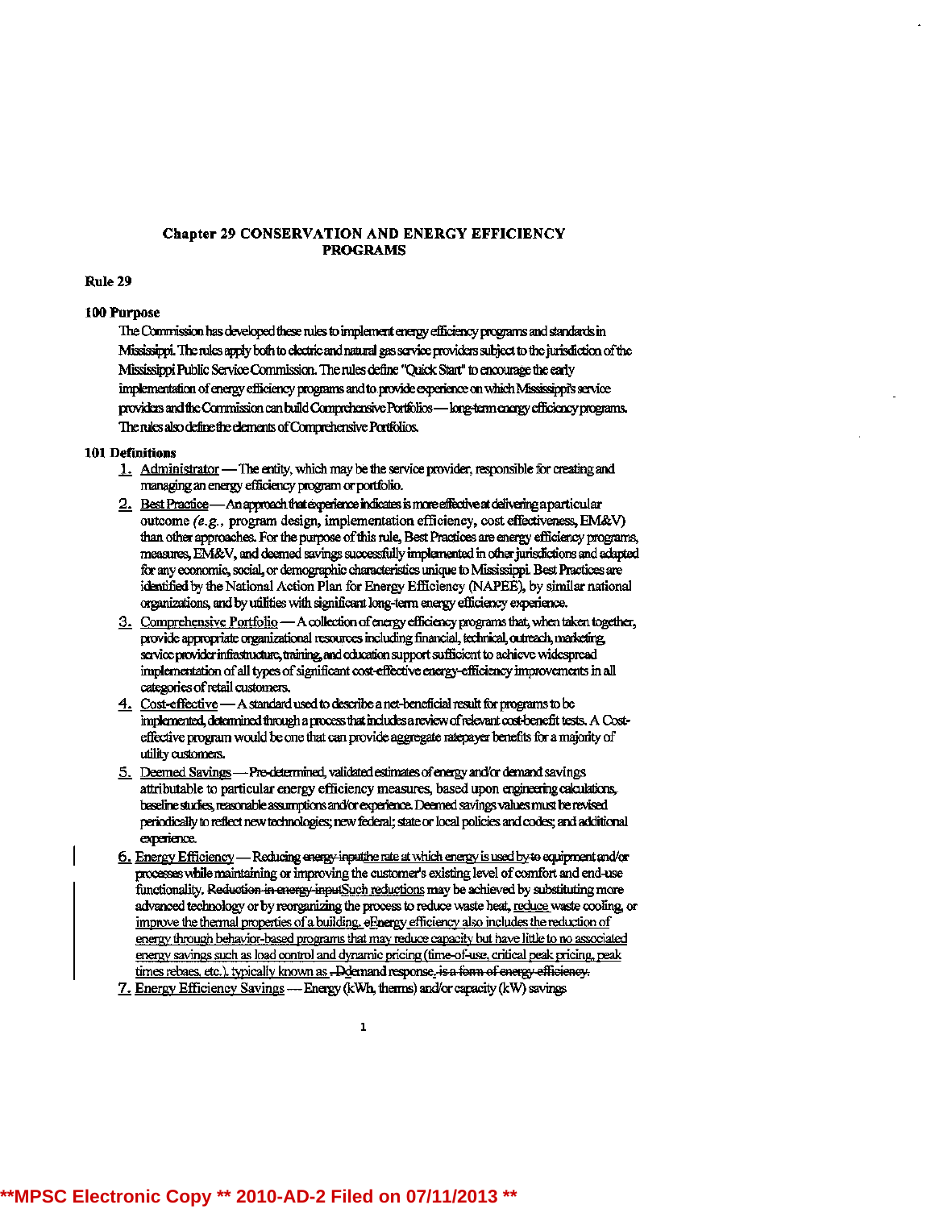## Chapter 29 CONSERVATION AND ENERGY EFFICIENCY PROGRAMS

### Rule 29

**100 Purpose**

The Commission has developed these rules to implement energy efficiency programs and standards in Mississippi. The rules apply both to electric and natural gas service providers subject to the jurisdiction of the Mississippi Public Service Commission. The rules define "Quick Start" to encourage the early implementation of energy efficiency programs and to provide experience on which Mississippi's service providers and the Commission can build Comprehensive Portfolios — long-term energy efficiency programs. The rules also define the elements of Comprehensive Portfolios.

**101 Definitions**

1. Administrator — The entity, which may be the service provider, responsible for creating and managing an energy efficiency program or portfolio.
2. Best Practice — An approach that experience indicates is more effective at delivering a particular outcome (*e.g.*, program design, implementation efficiency, cost effectiveness, EM&V) than other approaches. For the purpose of this rule, Best Practices are energy efficiency programs, measures, EM&V, and deemed savings successfully implemented in other jurisdictions and adapted for any economic, social, or demographic characteristics unique to Mississippi. Best Practices are identified by the National Action Plan for Energy Efficiency (NAPEE), by similar national organizations, and by utilities with significant long-term energy efficiency experience.
3. Comprehensive Portfolio — A collection of energy efficiency programs that, when taken together, provide appropriate organizational resources including financial, technical, outreach, marketing, service provider infrastructure, training, and education support sufficient to achieve widespread implementation of all types of significant cost-effective energy-efficiency improvements in all categories of retail customers.
4. Cost-effective — A standard used to describe a net-beneficial result for programs to be implemented, determined through a process that includes a review of relevant cost-benefit tests. A Cost-effective program would be one that can provide aggregate ratepayer benefits for a majority of utility customers.
5. Deemed Savings — Pre-determined, validated estimates of energy and/or demand savings attributable to particular energy efficiency measures, based upon engineering calculations, baseline studies, reasonable assumptions and/or experience. Deemed savings values must be revised periodically to reflect new technologies; new federal; state or local policies and codes; and additional experience.
6. Energy Efficiency — Reducing ~~energy input~~the rate at which energy is used by~~to~~ equipment and/or processes while maintaining or improving the customer's existing level of comfort and end-use functionality. ~~Reduction in energy input~~Such reductions may be achieved by substituting more advanced technology or by reorganizing the process to reduce waste heat, reduce waste cooling, or improve the thermal properties of a building. ~~e~~Energy efficiency also includes the reduction of energy through behavior-based programs that may reduce capacity but have little to no associated energy savings such as load control and dynamic pricing (time-of-use, critical peak pricing, peak times rebaes, etc.), typically known as ~~-D~~demand response~~, is a form of energy efficiency~~.
7. Energy Efficiency Savings — Energy (kWh, therms) and/or capacity (kW) savings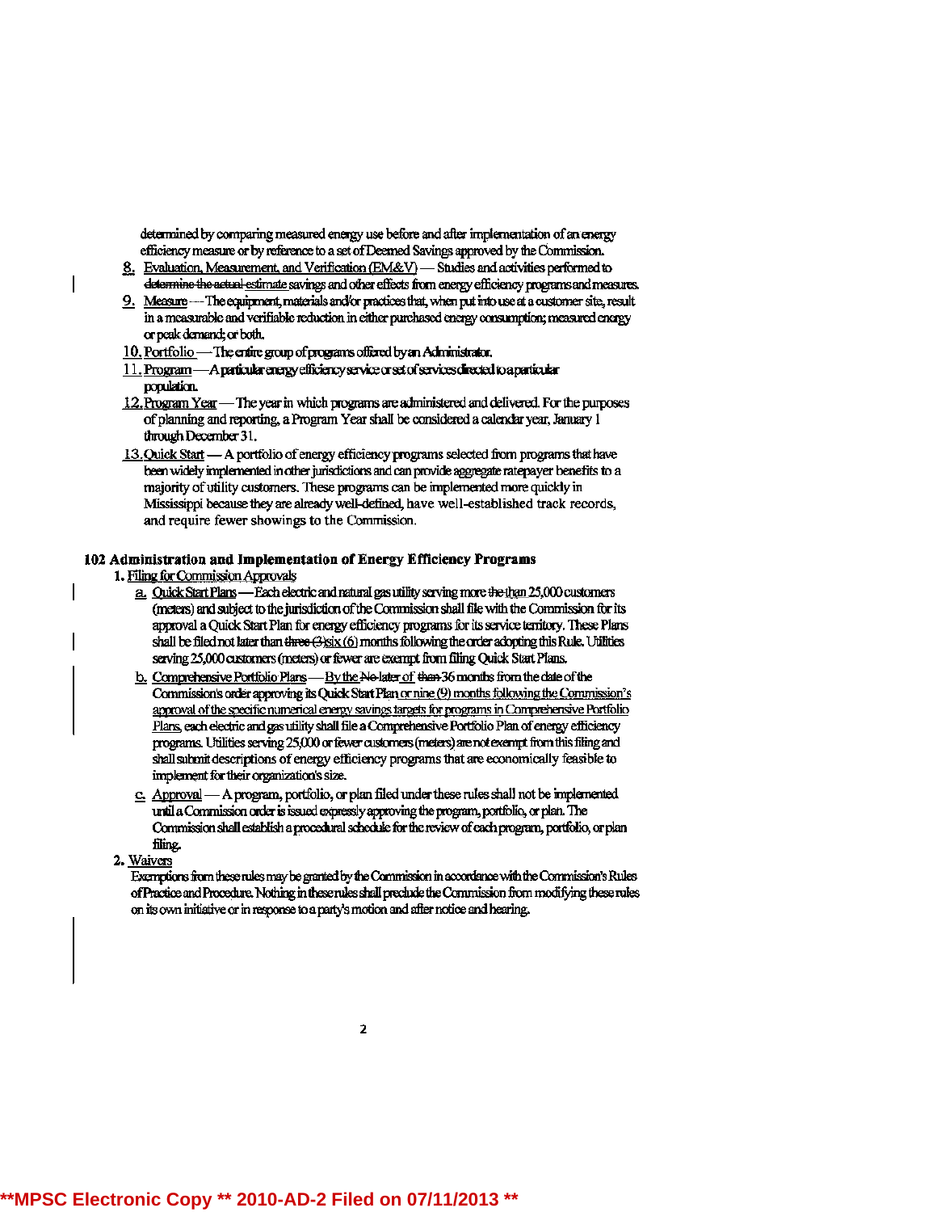determined by comparing measured energy use before and after implementation of an energy efficiency measure or by reference to a set of Deemed Savings approved by the Commission.

8. Evaluation, Measurement, and Verification (EM&V) — Studies and activities performed to ~~determine the actual~~ estimate savings and other effects from energy efficiency programs and measures.
9. Measure — The equipment, materials and/or practices that, when put into use at a customer site, result in a measurable and verifiable reduction in either purchased energy consumption; measured energy or peak demand; or both.
10. Portfolio — The entire group of programs offered by an Administrator.
11. Program — A particular energy efficiency service or set of services directed to a particular population.
12. Program Year — The year in which programs are administered and delivered. For the purposes of planning and reporting, a Program Year shall be considered a calendar year, January 1 through December 31.
13. Quick Start — A portfolio of energy efficiency programs selected from programs that have been widely implemented in other jurisdictions and can provide aggregate ratepayer benefits to a majority of utility customers. These programs can be implemented more quickly in Mississippi because they are already well-defined, have well-established track records, and require fewer showings to the Commission.

## 102 Administration and Implementation of Energy Efficiency Programs

1. Filing for Commission Approvals
   a. Quick Start Plans — Each electric and natural gas utility serving more ~~the~~ than 25,000 customers (meters) and subject to the jurisdiction of the Commission shall file with the Commission for its approval a Quick Start Plan for energy efficiency programs for its service territory. These Plans shall be filed not later than ~~three (3)~~ six (6) months following the order adopting this Rule. Utilities serving 25,000 customers (meters) or fewer are exempt from filing Quick Start Plans.
   b. Comprehensive Portfolio Plans — By the ~~No later~~ of ~~than~~ 36 months from the date of the Commission's order approving its Quick Start Plan or nine (9) months following the Commission's approval of the specific numerical energy savings targets for programs in Comprehensive Portfolio Plans, each electric and gas utility shall file a Comprehensive Portfolio Plan of energy efficiency programs. Utilities serving 25,000 or fewer customers (meters) are not exempt from this filing and shall submit descriptions of energy efficiency programs that are economically feasible to implement for their organization's size.
   c. Approval — A program, portfolio, or plan filed under these rules shall not be implemented until a Commission order is issued expressly approving the program, portfolio, or plan. The Commission shall establish a procedural schedule for the review of each program, portfolio, or plan filing.
2. Waivers

   Exemptions from these rules may be granted by the Commission in accordance with the Commission's Rules of Practice and Procedure. Nothing in these rules shall preclude the Commission from modifying these rules on its own initiative or in response to a party's motion and after notice and hearing.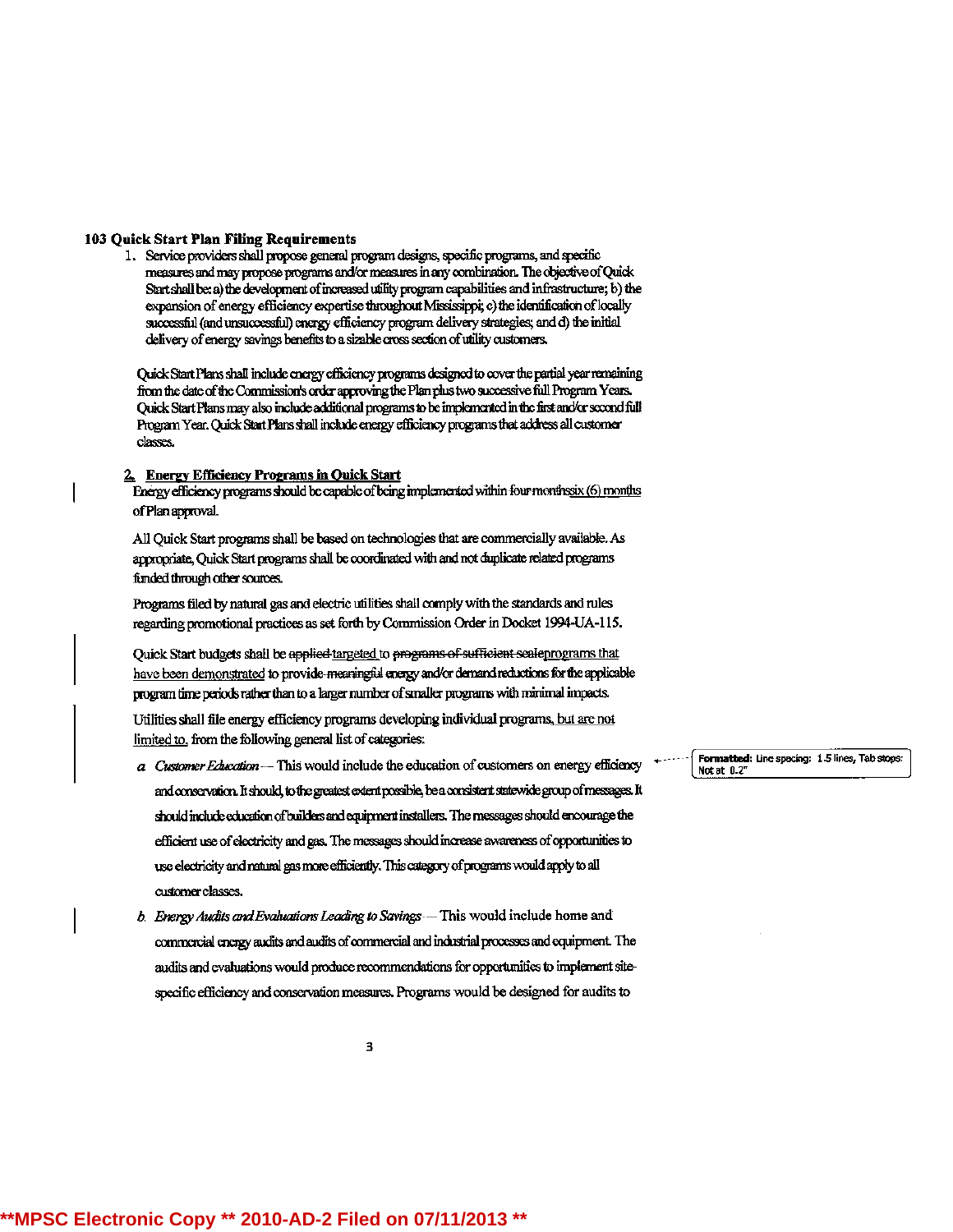## 103 Quick Start Plan Filing Requirements

1. Service providers shall propose general program designs, specific programs, and specific measures and may propose programs and/or measures in any combination. The objective of Quick Start shall be: a) the development of increased utility program capabilities and infrastructure; b) the expansion of energy efficiency expertise throughout Mississippi; c) the identification of locally successful (and unsuccessful) energy efficiency program delivery strategies; and d) the initial delivery of energy savings benefits to a sizable cross section of utility customers.

   Quick Start Plans shall include energy efficiency programs designed to cover the partial year remaining from the date of the Commission's order approving the Plan plus two successive full Program Years. Quick Start Plans may also include additional programs to be implemented in the first and/or second full Program Year. Quick Start Plans shall include energy efficiency programs that address all customer classes.

2. **Energy Efficiency Programs in Quick Start**

   Energy efficiency programs should be capable of being implemented within ~~four months~~six (6) months of Plan approval.

   All Quick Start programs shall be based on technologies that are commercially available. As appropriate, Quick Start programs shall be coordinated with and not duplicate related programs funded through other sources.

   Programs filed by natural gas and electric utilities shall comply with the standards and rules regarding promotional practices as set forth by Commission Order in Docket 1994-UA-115.

   Quick Start budgets shall be ~~applied~~ targeted to ~~programs of sufficient scale~~programs that have been demonstrated to provide ~~meaningful~~ energy and/or demand reductions for the applicable program time periods rather than to a larger number of smaller programs with minimal impacts.

   Utilities shall file energy efficiency programs developing individual programs, but are not limited to, from the following general list of categories:

   a. *Customer Education* -- This would include the education of customers on energy efficiency and conservation. It should, to the greatest extent possible, be a consistent statewide group of messages. It should include education of builders and equipment installers. The messages should encourage the efficient use of electricity and gas. The messages should increase awareness of opportunities to use electricity and natural gas more efficiently. This category of programs would apply to all customer classes.

   b. *Energy Audits and Evaluations Leading to Savings* — This would include home and commercial energy audits and audits of commercial and industrial processes and equipment. The audits and evaluations would produce recommendations for opportunities to implement site-specific efficiency and conservation measures. Programs would be designed for audits to

Formatted: Line spacing: 1.5 lines, Tab stops: Not at 0.2"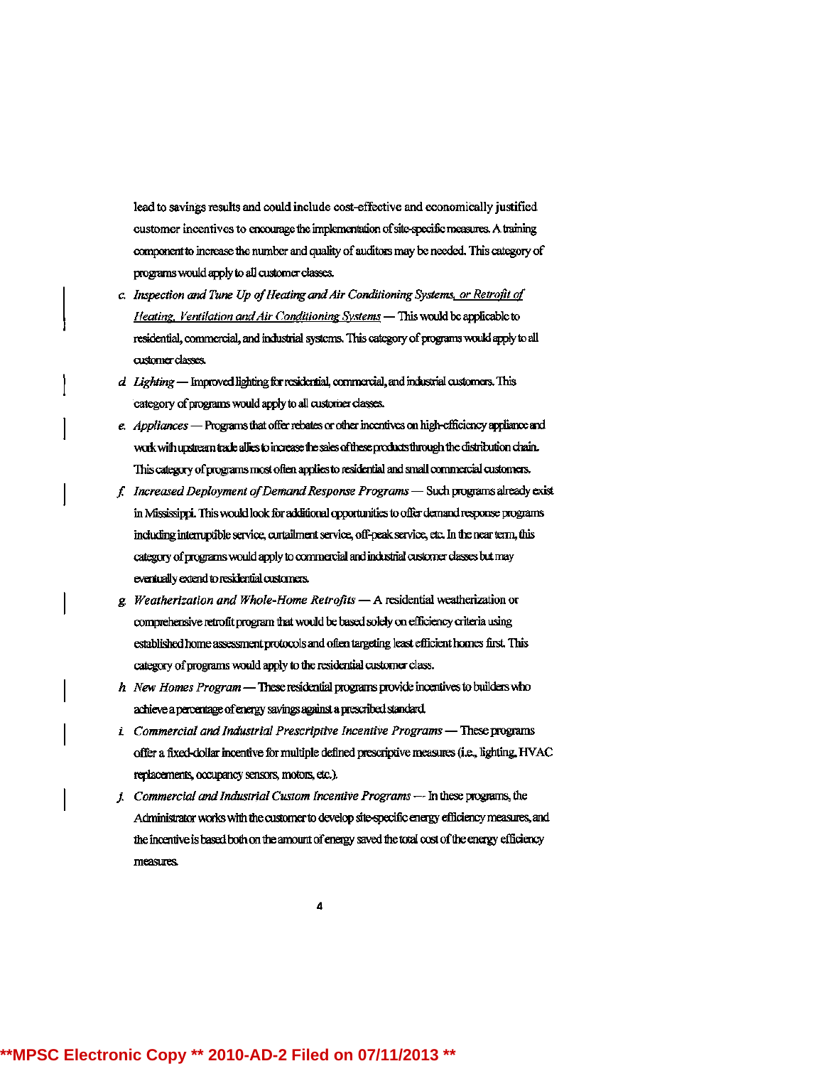lead to savings results and could include cost-effective and economically justified customer incentives to encourage the implementation of site-specific measures. A training component to increase the number and quality of auditors may be needed. This category of programs would apply to all customer classes.

c. *Inspection and Tune Up of Heating and Air Conditioning Systems, or Retrofit of Heating, Ventilation and Air Conditioning Systems* — This would be applicable to residential, commercial, and industrial systems. This category of programs would apply to all customer classes.

d. *Lighting* — Improved lighting for residential, commercial, and industrial customers. This category of programs would apply to all customer classes.

e. *Appliances* — Programs that offer rebates or other incentives on high-efficiency appliance and work with upstream trade allies to increase the sales of these products through the distribution chain. This category of programs most often applies to residential and small commercial customers.

f. *Increased Deployment of Demand Response Programs* — Such programs already exist in Mississippi. This would look for additional opportunities to offer demand response programs including interruptible service, curtailment service, off-peak service, etc. In the near term, this category of programs would apply to commercial and industrial customer classes but may eventually extend to residential customers.

g. *Weatherization and Whole-Home Retrofits* — A residential weatherization or comprehensive retrofit program that would be based solely on efficiency criteria using established home assessment protocols and often targeting least efficient homes first. This category of programs would apply to the residential customer class.

h. *New Homes Program* — These residential programs provide incentives to builders who achieve a percentage of energy savings against a prescribed standard.

i. *Commercial and Industrial Prescriptive Incentive Programs* — These programs offer a fixed-dollar incentive for multiple defined prescriptive measures (i.e., lighting, HVAC replacements, occupancy sensors, motors, etc.).

j. *Commercial and Industrial Custom Incentive Programs* — In these programs, the Administrator works with the customer to develop site-specific energy efficiency measures, and the incentive is based both on the amount of energy saved the total cost of the energy efficiency measures.

**MPSC Electronic Copy ** 2010-AD-2 Filed on 07/11/2013 **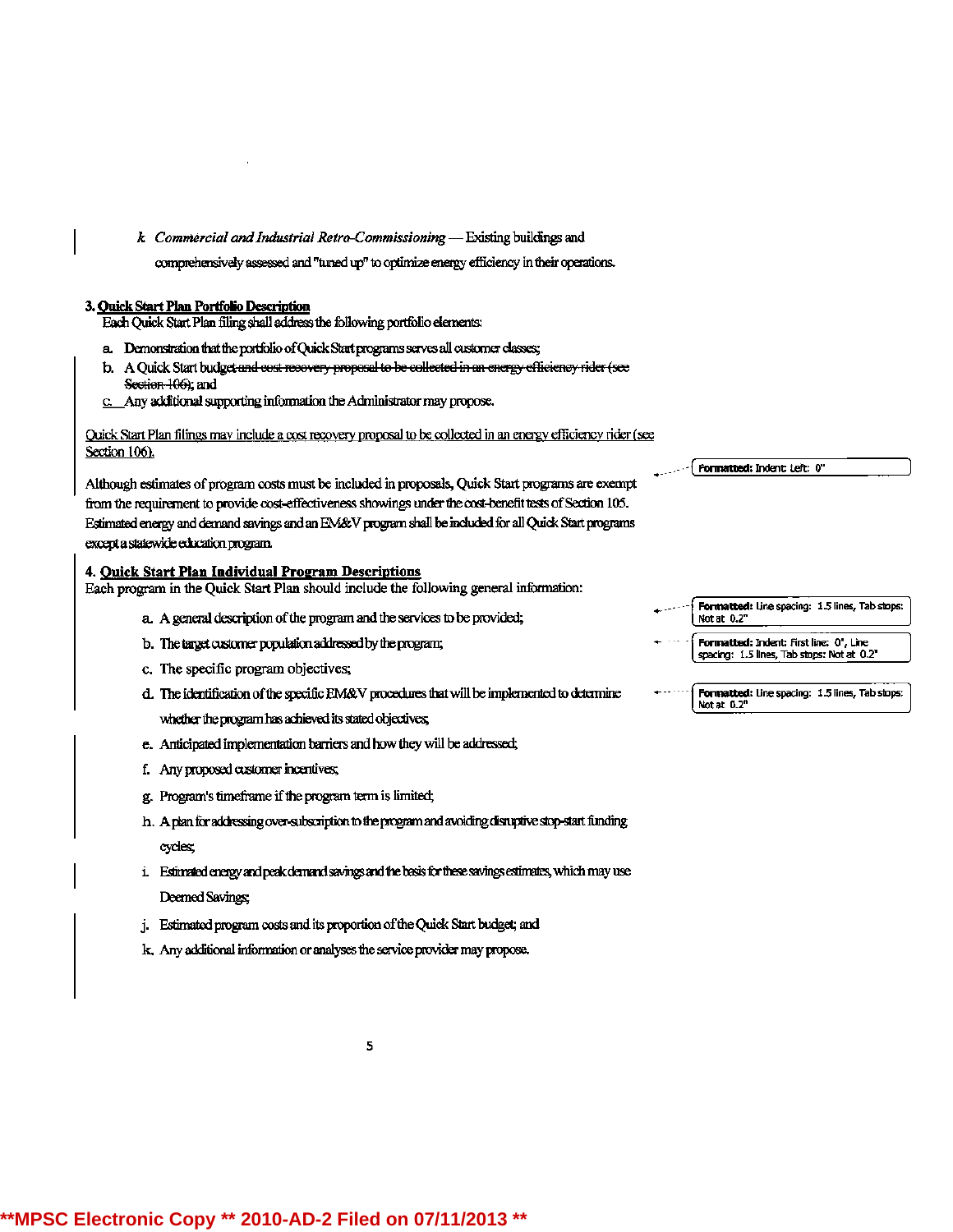k. *Commercial and Industrial Retro-Commissioning* — Existing buildings and comprehensively assessed and "tuned up" to optimize energy efficiency in their operations.

**3. Quick Start Plan Portfolio Description**

Each Quick Start Plan filing shall address the following portfolio elements:

a. Demonstration that the portfolio of Quick Start programs serves all customer classes;

b. A Quick Start budget ~~and cost recovery proposal to be collected in an energy efficiency rider (see Section 106)~~; and

c. Any additional supporting information the Administrator may propose.

Quick Start Plan filings may include a cost recovery proposal to be collected in an energy efficiency rider (see Section 106).

Although estimates of program costs must be included in proposals, Quick Start programs are exempt from the requirement to provide cost-effectiveness showings under the cost-benefit tests of Section 105. Estimated energy and demand savings and an EM&V program shall be included for all Quick Start programs except a statewide education program.

**4. Quick Start Plan Individual Program Descriptions**

Each program in the Quick Start Plan should include the following general information:

a. A general description of the program and the services to be provided;

b. The target customer population addressed by the program;

c. The specific program objectives;

d. The identification of the specific EM&V procedures that will be implemented to determine whether the program has achieved its stated objectives;

e. Anticipated implementation barriers and how they will be addressed;

f. Any proposed customer incentives;

g. Program's timeframe if the program term is limited;

h. A plan for addressing over-subscription to the program and avoiding disruptive stop-start funding cycles;

i. Estimated energy and peak demand savings and the basis for these savings estimates, which may use Deemed Savings;

j. Estimated program costs and its proportion of the Quick Start budget; and

k. Any additional information or analyses the service provider may propose.

Formatted: Indent: Left: 0"

Formatted: Line spacing: 1.5 lines, Tab stops: Not at 0.2"

Formatted: Indent: First line: 0", Line spacing: 1.5 lines, Tab stops: Not at 0.2"

Formatted: Line spacing: 1.5 lines, Tab stops: Not at 0.2"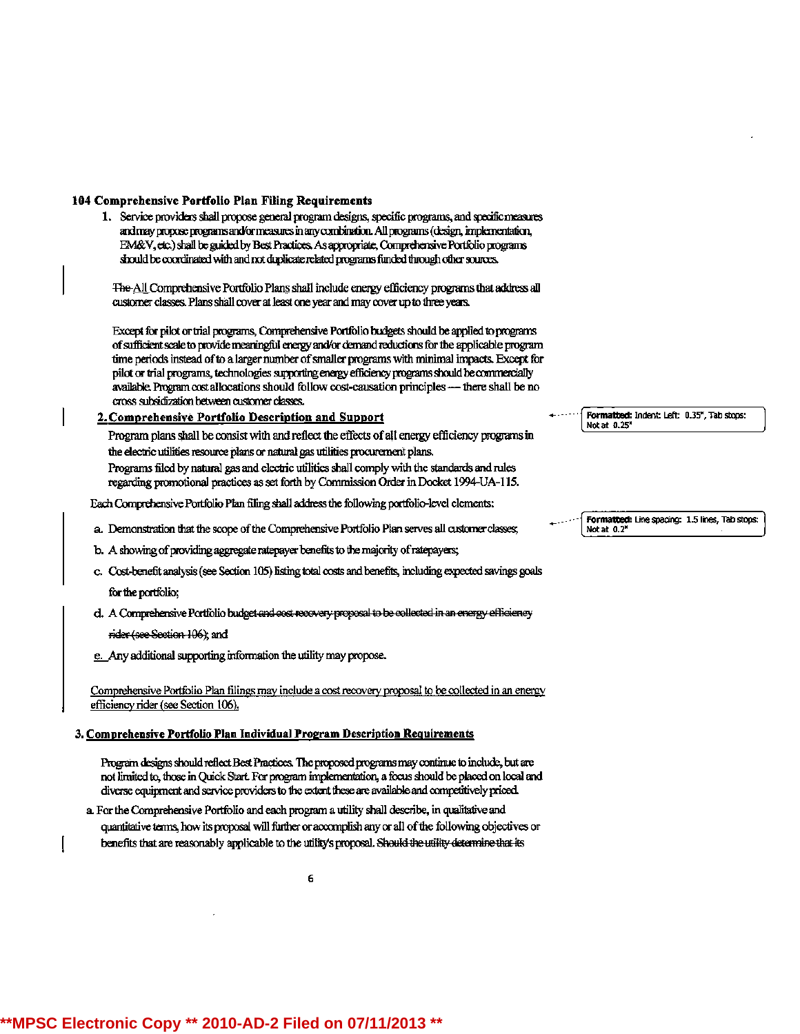## 104 Comprehensive Portfolio Plan Filing Requirements

1. Service providers shall propose general program designs, specific programs, and specific measures and may propose programs and/or measures in any combination. All programs (design, implementation, EM&V, etc.) shall be guided by Best Practices. As appropriate, Comprehensive Portfolio programs should be coordinated with and not duplicate related programs funded through other sources.

   ~~The~~ All Comprehensive Portfolio Plans shall include energy efficiency programs that address all customer classes. Plans shall cover at least one year and may cover up to three years.

   Except for pilot or trial programs, Comprehensive Portfolio budgets should be applied to programs of sufficient scale to provide meaningful energy and/or demand reductions for the applicable program time periods instead of to a larger number of smaller programs with minimal impacts. Except for pilot or trial programs, technologies supporting energy efficiency programs should be commercially available. Program cost allocations should follow cost-causation principles — there shall be no cross subsidization between customer classes.

2. **Comprehensive Portfolio Description and Support**

   Program plans shall be consist with and reflect the effects of all energy efficiency programs in the electric utilities resource plans or natural gas utilities procurement plans.

   Programs filed by natural gas and electric utilities shall comply with the standards and rules regarding promotional practices as set forth by Commission Order in Docket 1994-UA-115.

   Each Comprehensive Portfolio Plan filing shall address the following portfolio-level elements:

   a. Demonstration that the scope of the Comprehensive Portfolio Plan serves all customer classes;

   b. A showing of providing aggregate ratepayer benefits to the majority of ratepayers;

   c. Cost-benefit analysis (see Section 105) listing total costs and benefits, including expected savings goals for the portfolio;

   d. A Comprehensive Portfolio budget ~~and cost recovery proposal to be collected in an energy efficiency rider (see Section 106)~~; and

   e. Any additional supporting information the utility may propose.

   Comprehensive Portfolio Plan filings may include a cost recovery proposal to be collected in an energy efficiency rider (see Section 106).

3. **Comprehensive Portfolio Plan Individual Program Description Requirements**

   Program designs should reflect Best Practices. The proposed programs may continue to include, but are not limited to, those in Quick Start. For program implementation, a focus should be placed on local and diverse equipment and service providers to the extent these are available and competitively priced.

   a. For the Comprehensive Portfolio and each program a utility shall describe, in qualitative and quantitative terms, how its proposal will further or accomplish any or all of the following objectives or benefits that are reasonably applicable to the utility's proposal. ~~Should the utility determine that its~~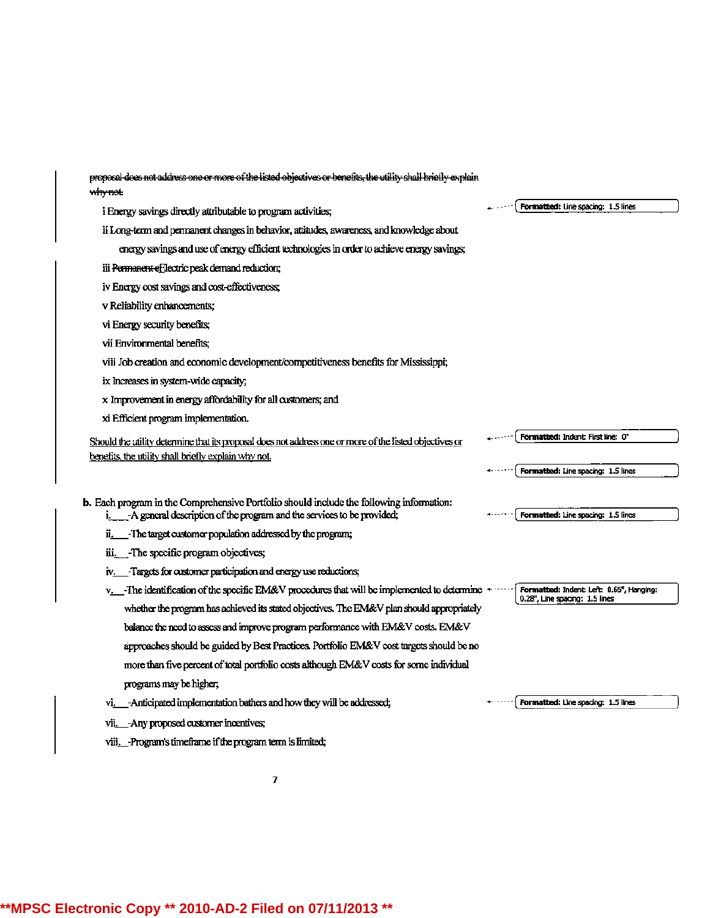~~proposal does not address one or more of the listed objectives or benefits, the utility shall briefly explain why not.~~

i Energy savings directly attributable to program activities;

ii Long-term and permanent changes in behavior, attitudes, awareness, and knowledge about energy savings and use of energy efficient technologies in order to achieve energy savings;

iii ~~Permanent e~~Electric peak demand reduction;

iv Energy cost savings and cost-effectiveness;

v Reliability enhancements;

vi Energy security benefits;

vii Environmental benefits;

viii Job creation and economic development/competitiveness benefits for Mississippi;

ix Increases in system-wide capacity;

x Improvement in energy affordability for all customers; and

xi Efficient program implementation.

Should the utility determine that its proposal does not address one or more of the listed objectives or benefits, the utility shall briefly explain why not.

**b.** Each program in the Comprehensive Portfolio should include the following information:

i. A general description of the program and the services to be provided;

ii. The target customer population addressed by the program;

iii. The specific program objectives;

iv. Targets for customer participation and energy use reductions;

v. The identification of the specific EM&V procedures that will be implemented to determine whether the program has achieved its stated objectives. The EM&V plan should appropriately balance the need to assess and improve program performance with EM&V costs. EM&V approaches should be guided by Best Practices. Portfolio EM&V cost targets should be no more than five percent of total portfolio costs although EM&V costs for some individual programs may be higher;

vi. Anticipated implementation bathers and how they will be addressed;

vii. Any proposed customer incentives;

viii. Program's timeframe if the program term is limited;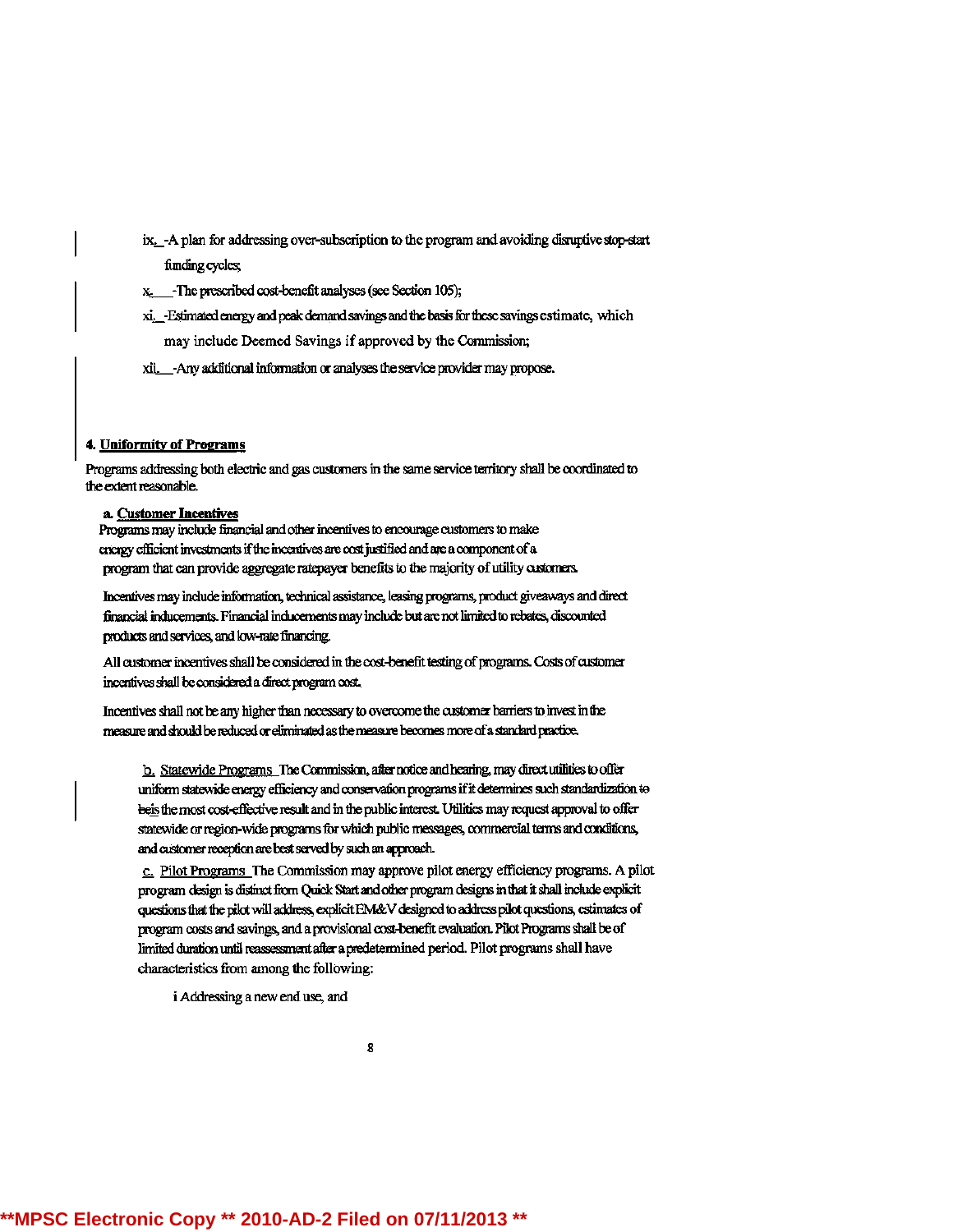ix. -A plan for addressing over-subscription to the program and avoiding disruptive stop-start funding cycles;

x. -The prescribed cost-benefit analyses (see Section 105);

xi. -Estimated energy and peak demand savings and the basis for these savings estimate, which may include Deemed Savings if approved by the Commission;

xii. -Any additional information or analyses the service provider may propose.

**4. Uniformity of Programs**

Programs addressing both electric and gas customers in the same service territory shall be coordinated to the extent reasonable.

**a. Customer Incentives**

Programs may include financial and other incentives to encourage customers to make energy efficient investments if the incentives are cost justified and are a component of a program that can provide aggregate ratepayer benefits to the majority of utility customers.

Incentives may include information, technical assistance, leasing programs, product giveaways and direct financial inducements. Financial inducements may include but are not limited to rebates, discounted products and services, and low-rate financing.

All customer incentives shall be considered in the cost-benefit testing of programs. Costs of customer incentives shall be considered a direct program cost.

Incentives shall not be any higher than necessary to overcome the customer barriers to invest in the measure and should be reduced or eliminated as the measure becomes more of a standard practice.

b. Statewide Programs The Commission, after notice and hearing, may direct utilities to offer uniform statewide energy efficiency and conservation programs if it determines such standardization to beis the most cost-effective result and in the public interest. Utilities may request approval to offer statewide or region-wide programs for which public messages, commercial terms and conditions, and customer reception are best served by such an approach.

c. Pilot Programs The Commission may approve pilot energy efficiency programs. A pilot program design is distinct from Quick Start and other program designs in that it shall include explicit questions that the pilot will address, explicit EM&V designed to address pilot questions, estimates of program costs and savings, and a provisional cost-benefit evaluation. Pilot Programs shall be of limited duration until reassessment after a predetermined period. Pilot programs shall have characteristics from among the following:

i Addressing a new end use, and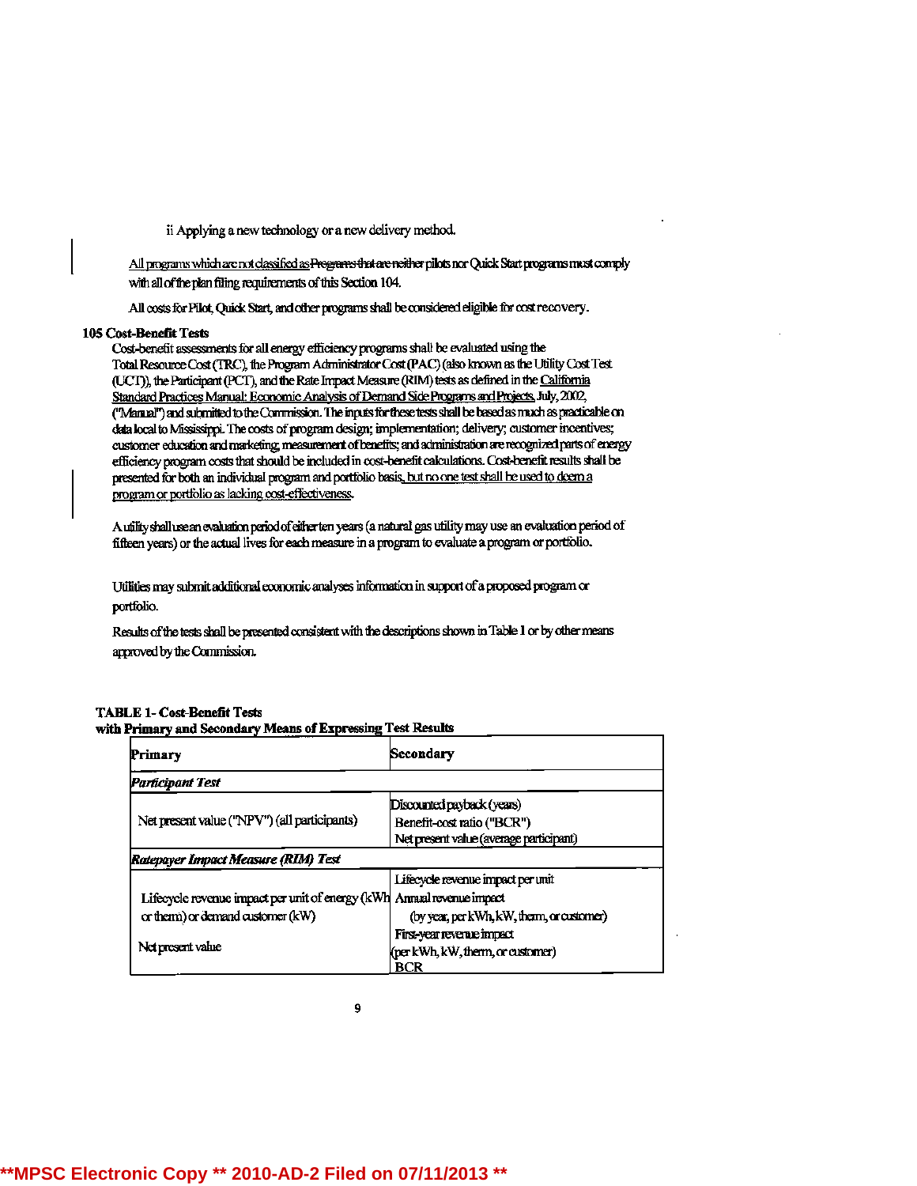ii Applying a new technology or a new delivery method.

All programs which are not classified as Programs that are neither pilots nor Quick Start programs must comply with all of the plan filing requirements of this Section 104.

All costs for Pilot, Quick Start, and other programs shall be considered eligible for cost recovery.

**105 Cost-Benefit Tests**

Cost-benefit assessments for all energy efficiency programs shall be evaluated using the Total Resource Cost (TRC), the Program Administrator Cost (PAC) (also known as the Utility Cost Test (UCT)), the Participant (PCT), and the Rate Impact Measure (RIM) tests as defined in the California Standard Practices Manual: Economic Analysis of Demand Side Programs and Projects, July, 2002, ("Manual") and submitted to the Commission. The inputs for these tests shall be based as much as practicable on data local to Mississippi. The costs of program design; implementation; delivery; customer incentives; customer education and marketing; measurement of benefits; and administration are recognized parts of energy efficiency program costs that should be included in cost-benefit calculations. Cost-benefit results shall be presented for both an individual program and portfolio basis, but no one test shall be used to deem a program or portfolio as lacking cost-effectiveness.

A utility shall use an evaluation period of either ten years (a natural gas utility may use an evaluation period of fifteen years) or the actual lives for each measure in a program to evaluate a program or portfolio.

Utilities may submit additional economic analyses information in support of a proposed program or portfolio.

Results of the tests shall be presented consistent with the descriptions shown in Table 1 or by other means approved by the Commission.

**TABLE 1- Cost-Benefit Tests**
**with Primary and Secondary Means of Expressing Test Results**

| Primary | Secondary |
|---|---|
| ***Participant Test*** | |
| Net present value ("NPV") (all participants) | Discounted payback (years)<br>Benefit-cost ratio ("BCR")<br>Net present value (average participant) |
| ***Ratepayer Impact Measure (RIM) Test*** | |
| Lifecycle revenue impact per unit of energy (kWh or therm) or demand customer (kW)<br><br>Net present value | Lifecycle revenue impact per unit<br>Annual revenue impact<br>(by year, per kWh, kW, therm, or customer)<br>First-year revenue impact<br>(per kWh, kW, therm, or customer)<br>BCR |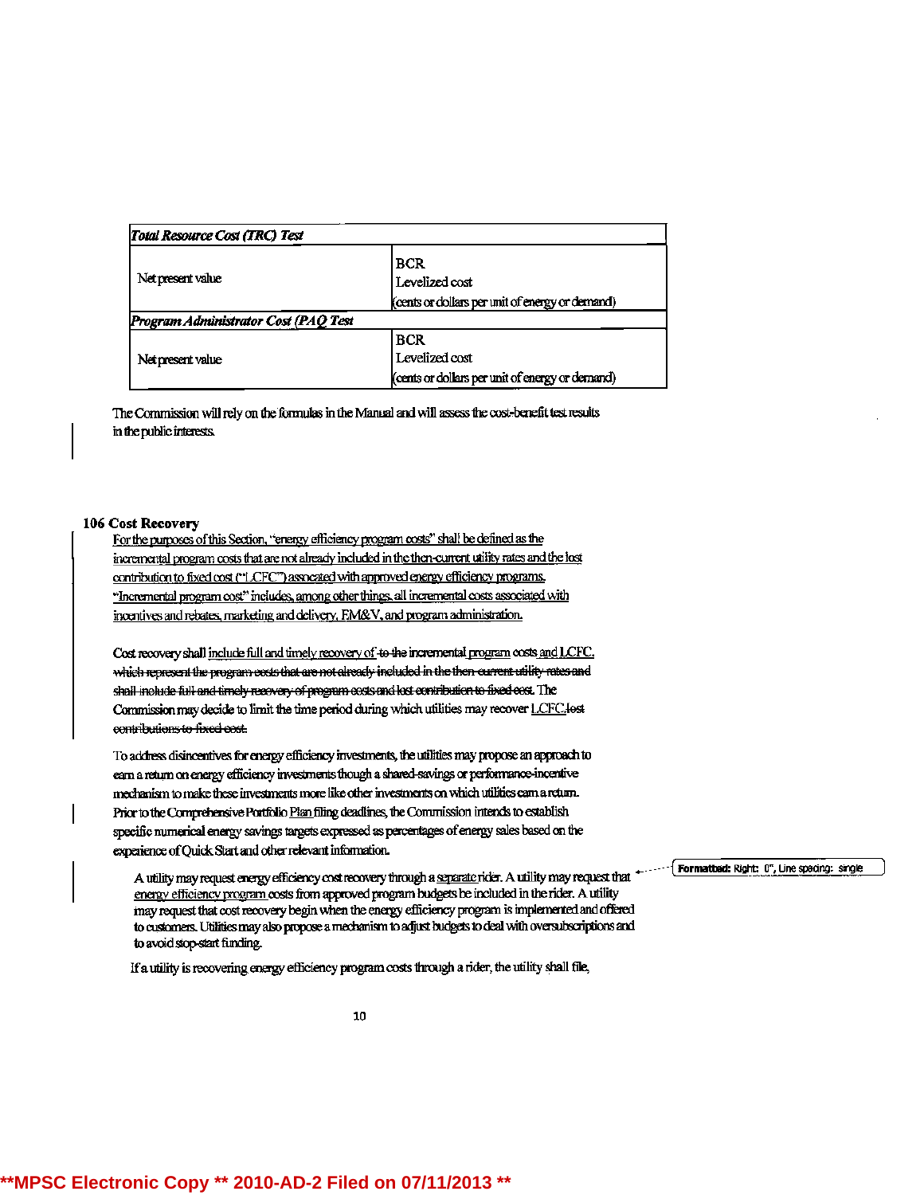| *Total Resource Cost (TRC) Test* | |
|---|---|
| Net present value | BCR<br>Levelized cost<br>(cents or dollars per unit of energy or demand) |
| ***Program Administrator Cost (PAC) Test*** | |
| Net present value | BCR<br>Levelized cost<br>(cents or dollars per unit of energy or demand) |

The Commission will rely on the formulas in the Manual and will assess the cost-benefit test results in the public interests.

**106 Cost Recovery**

For the purposes of this Section, "energy efficiency program costs" shall be defined as the incremental program costs that are not already included in the then-current utility rates and the lost contribution to fixed cost ("LCFC") associated with approved energy efficiency programs. "Incremental program cost" includes, among other things, all incremental costs associated with incentives and rebates, marketing and delivery, EM&V, and program administration.

Cost recovery shall include full and timely recovery of ~~to the~~ incremental program costs and LCFC. ~~which represent the program costs that are not already included in the then-current utility rates and shall include full and timely recovery of program costs and lost contribution to fixed cost.~~ The Commission may decide to limit the time period during which utilities may recover LCFC.~~lost contributions to fixed cost.~~

To address disincentives for energy efficiency investments, the utilities may propose an approach to earn a return on energy efficiency investments though a shared-savings or performance-incentive mechanism to make these investments more like other investments on which utilities earn a return. Prior to the Comprehensive Portfolio Plan filing deadlines, the Commission intends to establish specific numerical energy savings targets expressed as percentages of energy sales based on the experience of Quick Start and other relevant information.

A utility may request energy efficiency cost recovery through a separate rider. A utility may request that energy efficiency program costs from approved program budgets be included in the rider. A utility may request that cost recovery begin when the energy efficiency program is implemented and offered to customers. Utilities may also propose a mechanism to adjust budgets to deal with oversubscriptions and to avoid stop-start funding.

Formatted: Right: 0", Line spacing: single

If a utility is recovering energy efficiency program costs through a rider, the utility shall file,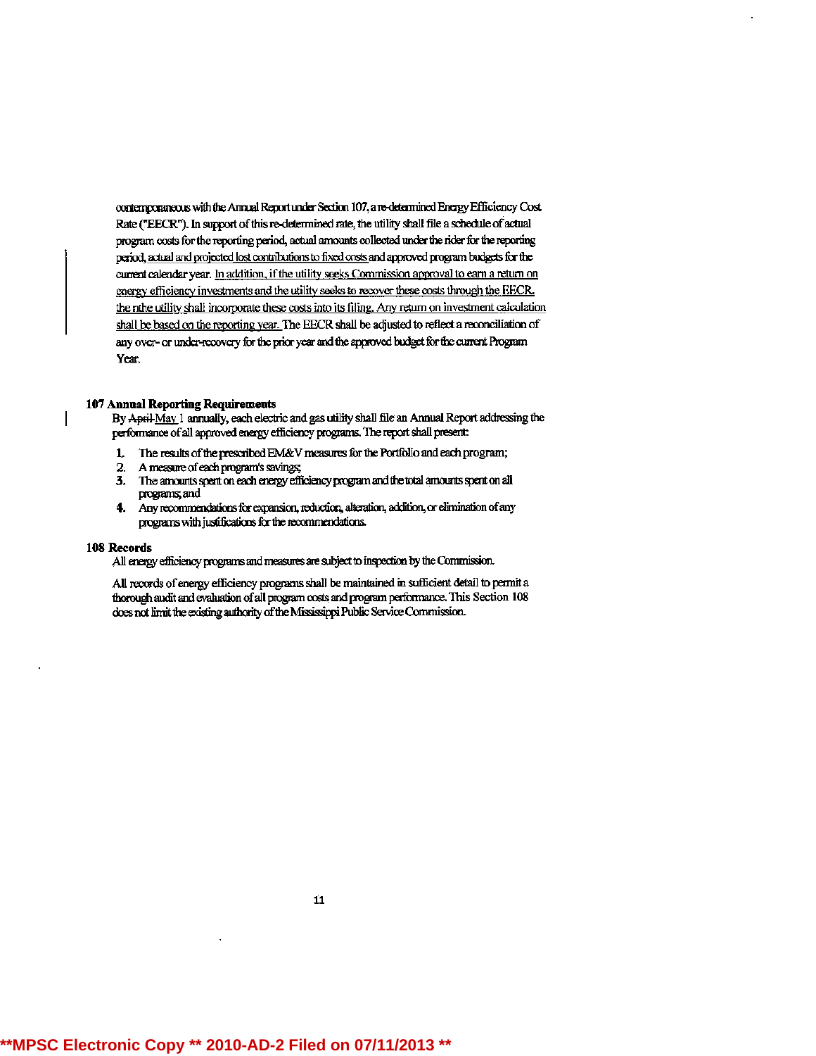contemporaneous with the Annual Report under Section 107, a re-determined Energy Efficiency Cost Rate ("EECR"). In support of this re-determined rate, the utility shall file a schedule of actual program costs for the reporting period, actual amounts collected under the rider for the reporting period, actual and projected lost contributions to fixed costs and approved program budgets for the current calendar year. In addition, if the utility seeks Commission approval to earn a return on energy efficiency investments and the utility seeks to recover these costs through the EECR, the nthe utility shall incorporate these costs into its filing. Any return on investment calculation shall be based on the reporting year. The EECR shall be adjusted to reflect a reconciliation of any over- or under-recovery for the prior year and the approved budget for the current Program Year.

### 107 Annual Reporting Requirements

By ~~April~~ May 1 annually, each electric and gas utility shall file an Annual Report addressing the performance of all approved energy efficiency programs. The report shall present:

1. The results of the prescribed EM&V measures for the Portfolio and each program;
2. A measure of each program's savings;
3. The amounts spent on each energy efficiency program and the total amounts spent on all programs; and
4. Any recommendations for expansion, reduction, alteration, addition, or elimination of any programs with justifications for the recommendations.

### 108 Records

All energy efficiency programs and measures are subject to inspection by the Commission.

All records of energy efficiency programs shall be maintained in sufficient detail to permit a thorough audit and evaluation of all program costs and program performance. This Section 108 does not limit the existing authority of the Mississippi Public Service Commission.

**MPSC Electronic Copy ** 2010-AD-2 Filed on 07/11/2013 **